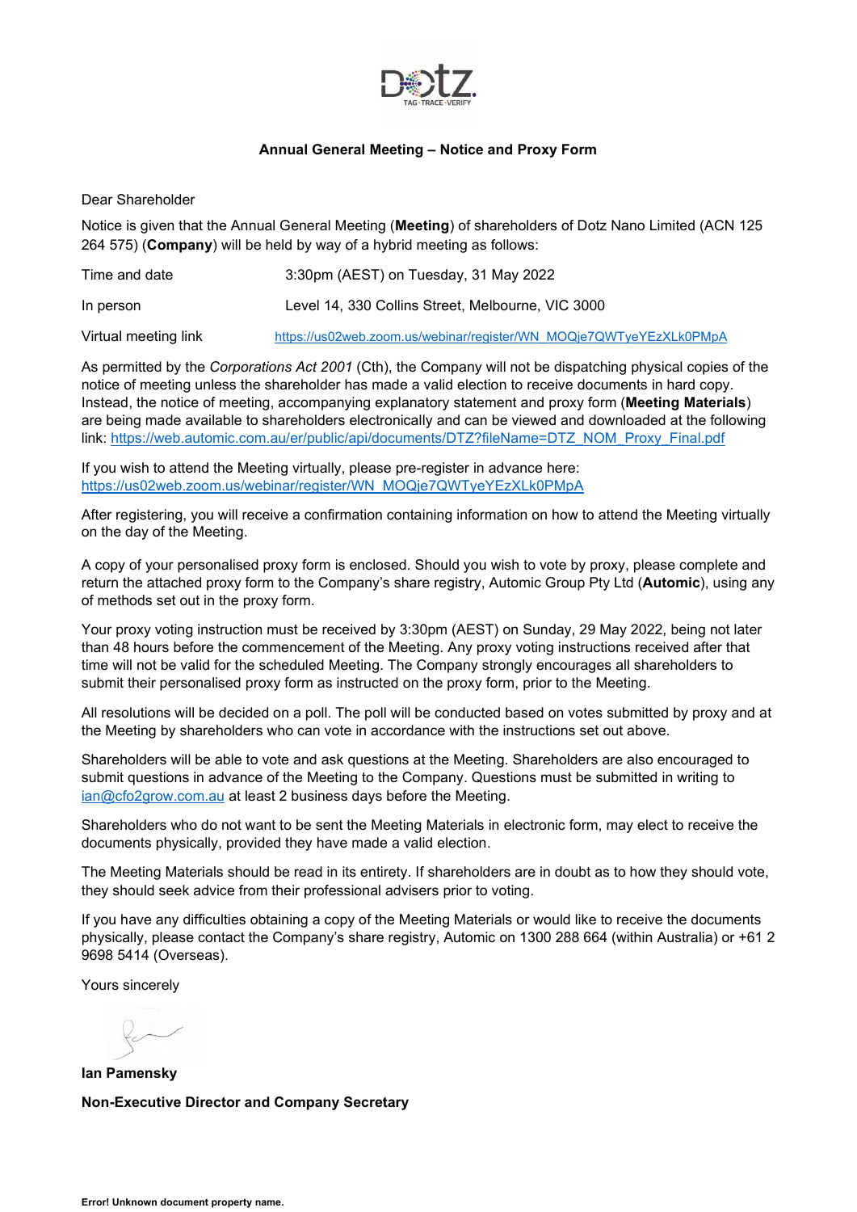**Annual General Meeting – Notice and Proxy Form**

Dear Shareholder

Notice is given that the Annual General Meeting (**Meeting**) of shareholders of Dotz Nano Limited (ACN 125 264 575) (**Company**) will be held by way of a hybrid meeting as follows:

| | |
|---|---|
| Time and date | 3:30pm (AEST) on Tuesday, 31 May 2022 |
| In person | Level 14, 330 Collins Street, Melbourne, VIC 3000 |
| Virtual meeting link | https://us02web.zoom.us/webinar/register/WN_MOQje7QWTyeYEzXLk0PMpA |

As permitted by the *Corporations Act 2001* (Cth), the Company will not be dispatching physical copies of the notice of meeting unless the shareholder has made a valid election to receive documents in hard copy. Instead, the notice of meeting, accompanying explanatory statement and proxy form (**Meeting Materials**) are being made available to shareholders electronically and can be viewed and downloaded at the following link: https://web.automic.com.au/er/public/api/documents/DTZ?fileName=DTZ_NOM_Proxy_Final.pdf

If you wish to attend the Meeting virtually, please pre-register in advance here: https://us02web.zoom.us/webinar/register/WN_MOQje7QWTyeYEzXLk0PMpA

After registering, you will receive a confirmation containing information on how to attend the Meeting virtually on the day of the Meeting.

A copy of your personalised proxy form is enclosed. Should you wish to vote by proxy, please complete and return the attached proxy form to the Company's share registry, Automic Group Pty Ltd (**Automic**), using any of methods set out in the proxy form.

Your proxy voting instruction must be received by 3:30pm (AEST) on Sunday, 29 May 2022, being not later than 48 hours before the commencement of the Meeting. Any proxy voting instructions received after that time will not be valid for the scheduled Meeting. The Company strongly encourages all shareholders to submit their personalised proxy form as instructed on the proxy form, prior to the Meeting.

All resolutions will be decided on a poll. The poll will be conducted based on votes submitted by proxy and at the Meeting by shareholders who can vote in accordance with the instructions set out above.

Shareholders will be able to vote and ask questions at the Meeting. Shareholders are also encouraged to submit questions in advance of the Meeting to the Company. Questions must be submitted in writing to ian@cfo2grow.com.au at least 2 business days before the Meeting.

Shareholders who do not want to be sent the Meeting Materials in electronic form, may elect to receive the documents physically, provided they have made a valid election.

The Meeting Materials should be read in its entirety. If shareholders are in doubt as to how they should vote, they should seek advice from their professional advisers prior to voting.

If you have any difficulties obtaining a copy of the Meeting Materials or would like to receive the documents physically, please contact the Company's share registry, Automic on 1300 288 664 (within Australia) or +61 2 9698 5414 (Overseas).

Yours sincerely

**Ian Pamensky**

**Non-Executive Director and Company Secretary**

**Error! Unknown document property name.**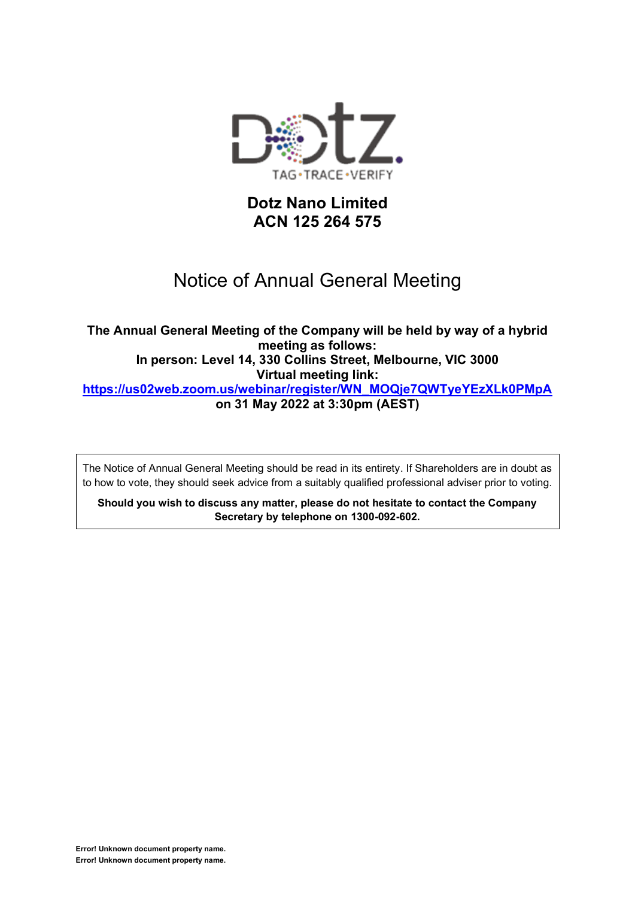# Dotz Nano Limited
# ACN 125 264 575

# Notice of Annual General Meeting

**The Annual General Meeting of the Company will be held by way of a hybrid meeting as follows:**
**In person: Level 14, 330 Collins Street, Melbourne, VIC 3000**
**Virtual meeting link:**
**https://us02web.zoom.us/webinar/register/WN_MOQje7QWTyeYEzXLk0PMpA**
**on 31 May 2022 at 3:30pm (AEST)**

The Notice of Annual General Meeting should be read in its entirety. If Shareholders are in doubt as to how to vote, they should seek advice from a suitably qualified professional adviser prior to voting.

**Should you wish to discuss any matter, please do not hesitate to contact the Company Secretary by telephone on 1300-092-602.**

**Error! Unknown document property name.**
**Error! Unknown document property name.**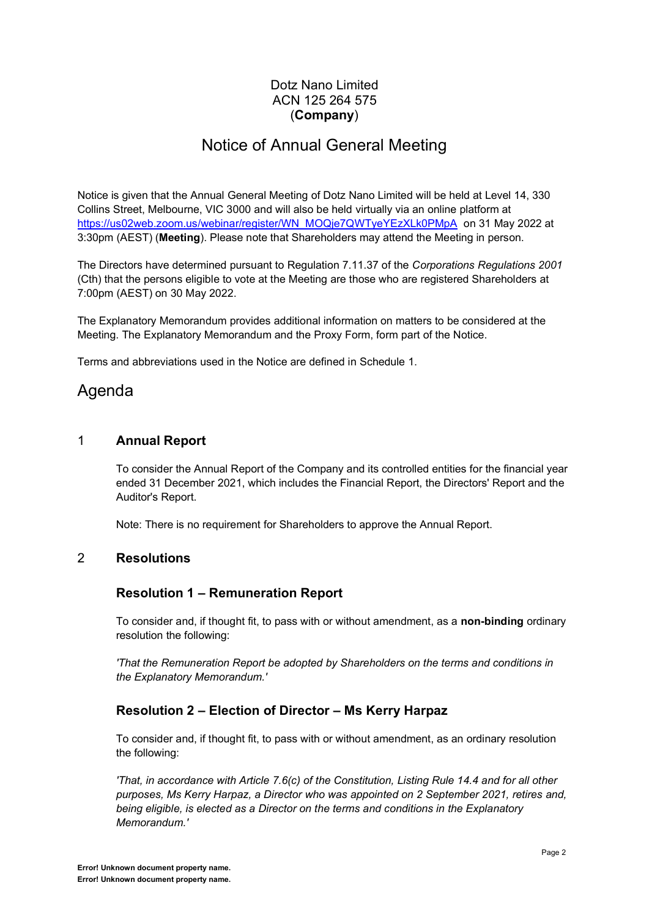Dotz Nano Limited
ACN 125 264 575
(**Company**)

# Notice of Annual General Meeting

Notice is given that the Annual General Meeting of Dotz Nano Limited will be held at Level 14, 330 Collins Street, Melbourne, VIC 3000 and will also be held virtually via an online platform at https://us02web.zoom.us/webinar/register/WN_MOQje7QWTyeYEzXLk0PMpA on 31 May 2022 at 3:30pm (AEST) (**Meeting**). Please note that Shareholders may attend the Meeting in person.

The Directors have determined pursuant to Regulation 7.11.37 of the *Corporations Regulations 2001* (Cth) that the persons eligible to vote at the Meeting are those who are registered Shareholders at 7:00pm (AEST) on 30 May 2022.

The Explanatory Memorandum provides additional information on matters to be considered at the Meeting. The Explanatory Memorandum and the Proxy Form, form part of the Notice.

Terms and abbreviations used in the Notice are defined in Schedule 1.

# Agenda

## 1 Annual Report

To consider the Annual Report of the Company and its controlled entities for the financial year ended 31 December 2021, which includes the Financial Report, the Directors' Report and the Auditor's Report.

Note: There is no requirement for Shareholders to approve the Annual Report.

## 2 Resolutions

### Resolution 1 – Remuneration Report

To consider and, if thought fit, to pass with or without amendment, as a **non-binding** ordinary resolution the following:

*'That the Remuneration Report be adopted by Shareholders on the terms and conditions in the Explanatory Memorandum.'*

### Resolution 2 – Election of Director – Ms Kerry Harpaz

To consider and, if thought fit, to pass with or without amendment, as an ordinary resolution the following:

*'That, in accordance with Article 7.6(c) of the Constitution, Listing Rule 14.4 and for all other purposes, Ms Kerry Harpaz, a Director who was appointed on 2 September 2021, retires and, being eligible, is elected as a Director on the terms and conditions in the Explanatory Memorandum.'*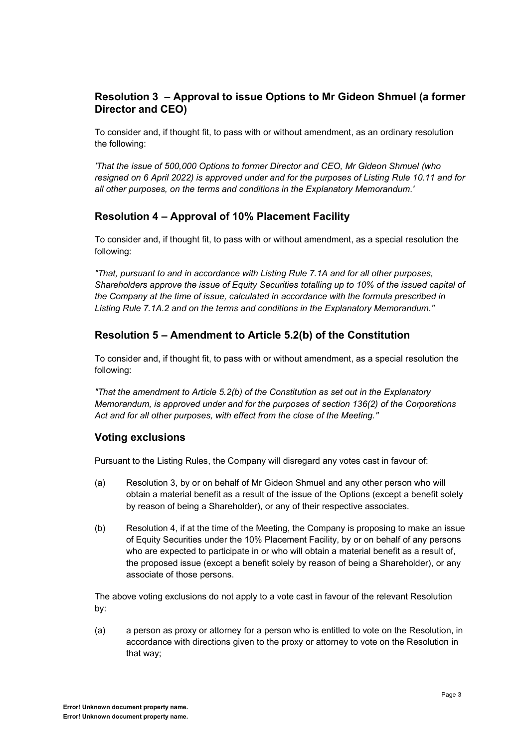## Resolution 3 – Approval to issue Options to Mr Gideon Shmuel (a former Director and CEO)

To consider and, if thought fit, to pass with or without amendment, as an ordinary resolution the following:

*'That the issue of 500,000 Options to former Director and CEO, Mr Gideon Shmuel (who resigned on 6 April 2022) is approved under and for the purposes of Listing Rule 10.11 and for all other purposes, on the terms and conditions in the Explanatory Memorandum.'*

## Resolution 4 – Approval of 10% Placement Facility

To consider and, if thought fit, to pass with or without amendment, as a special resolution the following:

*"That, pursuant to and in accordance with Listing Rule 7.1A and for all other purposes, Shareholders approve the issue of Equity Securities totalling up to 10% of the issued capital of the Company at the time of issue, calculated in accordance with the formula prescribed in Listing Rule 7.1A.2 and on the terms and conditions in the Explanatory Memorandum."*

## Resolution 5 – Amendment to Article 5.2(b) of the Constitution

To consider and, if thought fit, to pass with or without amendment, as a special resolution the following:

*"That the amendment to Article 5.2(b) of the Constitution as set out in the Explanatory Memorandum, is approved under and for the purposes of section 136(2) of the Corporations Act and for all other purposes, with effect from the close of the Meeting."*

## Voting exclusions

Pursuant to the Listing Rules, the Company will disregard any votes cast in favour of:

(a) Resolution 3, by or on behalf of Mr Gideon Shmuel and any other person who will obtain a material benefit as a result of the issue of the Options (except a benefit solely by reason of being a Shareholder), or any of their respective associates.

(b) Resolution 4, if at the time of the Meeting, the Company is proposing to make an issue of Equity Securities under the 10% Placement Facility, by or on behalf of any persons who are expected to participate in or who will obtain a material benefit as a result of, the proposed issue (except a benefit solely by reason of being a Shareholder), or any associate of those persons.

The above voting exclusions do not apply to a vote cast in favour of the relevant Resolution by:

(a) a person as proxy or attorney for a person who is entitled to vote on the Resolution, in accordance with directions given to the proxy or attorney to vote on the Resolution in that way;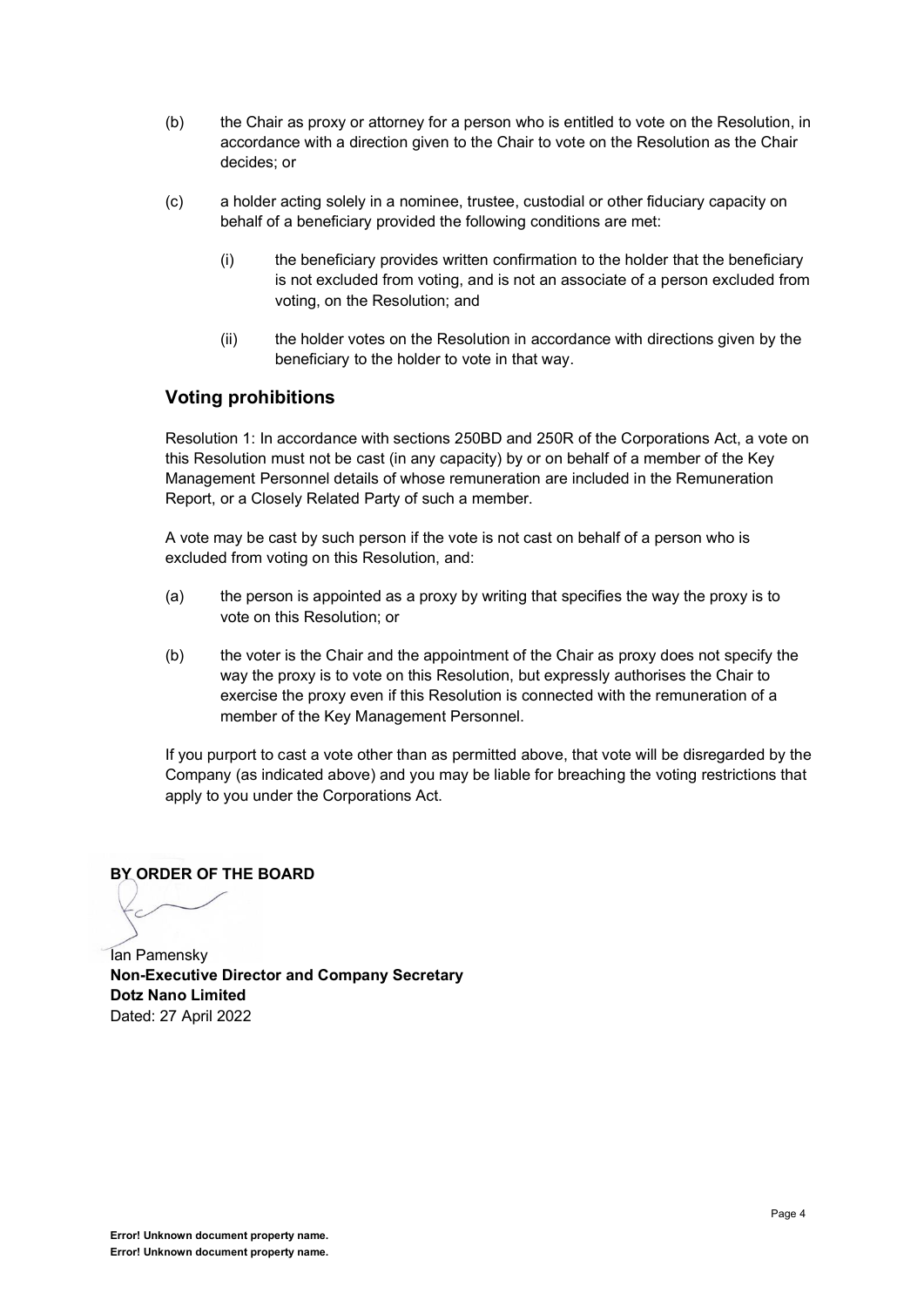(b) the Chair as proxy or attorney for a person who is entitled to vote on the Resolution, in accordance with a direction given to the Chair to vote on the Resolution as the Chair decides; or

(c) a holder acting solely in a nominee, trustee, custodial or other fiduciary capacity on behalf of a beneficiary provided the following conditions are met:

   (i) the beneficiary provides written confirmation to the holder that the beneficiary is not excluded from voting, and is not an associate of a person excluded from voting, on the Resolution; and

   (ii) the holder votes on the Resolution in accordance with directions given by the beneficiary to the holder to vote in that way.

## Voting prohibitions

Resolution 1: In accordance with sections 250BD and 250R of the Corporations Act, a vote on this Resolution must not be cast (in any capacity) by or on behalf of a member of the Key Management Personnel details of whose remuneration are included in the Remuneration Report, or a Closely Related Party of such a member.

A vote may be cast by such person if the vote is not cast on behalf of a person who is excluded from voting on this Resolution, and:

(a) the person is appointed as a proxy by writing that specifies the way the proxy is to vote on this Resolution; or

(b) the voter is the Chair and the appointment of the Chair as proxy does not specify the way the proxy is to vote on this Resolution, but expressly authorises the Chair to exercise the proxy even if this Resolution is connected with the remuneration of a member of the Key Management Personnel.

If you purport to cast a vote other than as permitted above, that vote will be disregarded by the Company (as indicated above) and you may be liable for breaching the voting restrictions that apply to you under the Corporations Act.

**BY ORDER OF THE BOARD**

Ian Pamensky
**Non-Executive Director and Company Secretary**
**Dotz Nano Limited**
Dated: 27 April 2022

**Error! Unknown document property name.**
**Error! Unknown document property name.**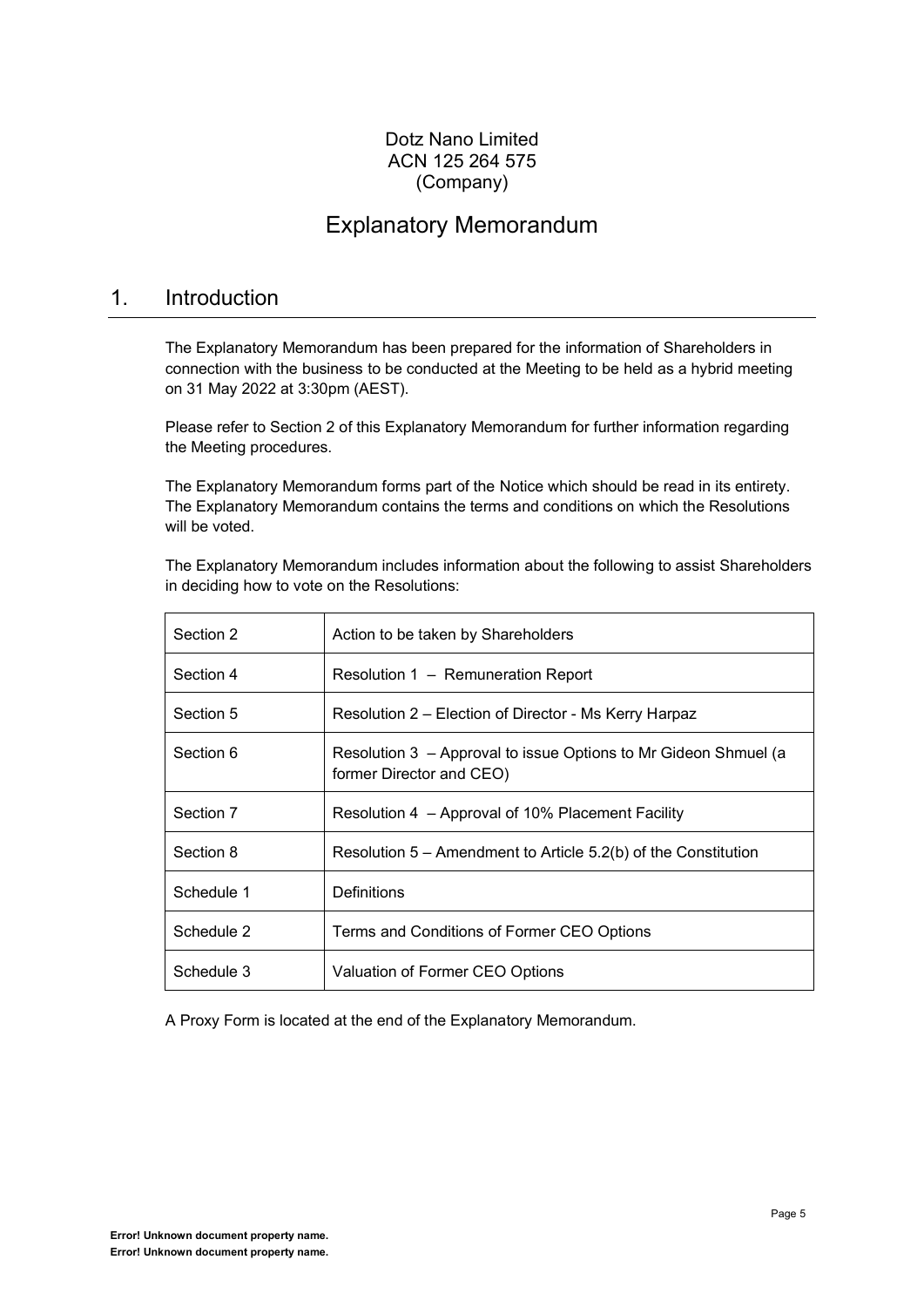Dotz Nano Limited
ACN 125 264 575
(Company)

# Explanatory Memorandum

## 1. Introduction

The Explanatory Memorandum has been prepared for the information of Shareholders in connection with the business to be conducted at the Meeting to be held as a hybrid meeting on 31 May 2022 at 3:30pm (AEST).

Please refer to Section 2 of this Explanatory Memorandum for further information regarding the Meeting procedures.

The Explanatory Memorandum forms part of the Notice which should be read in its entirety. The Explanatory Memorandum contains the terms and conditions on which the Resolutions will be voted.

The Explanatory Memorandum includes information about the following to assist Shareholders in deciding how to vote on the Resolutions:

| | |
|---|---|
| Section 2 | Action to be taken by Shareholders |
| Section 4 | Resolution 1 – Remuneration Report |
| Section 5 | Resolution 2 – Election of Director - Ms Kerry Harpaz |
| Section 6 | Resolution 3 – Approval to issue Options to Mr Gideon Shmuel (a former Director and CEO) |
| Section 7 | Resolution 4 – Approval of 10% Placement Facility |
| Section 8 | Resolution 5 – Amendment to Article 5.2(b) of the Constitution |
| Schedule 1 | Definitions |
| Schedule 2 | Terms and Conditions of Former CEO Options |
| Schedule 3 | Valuation of Former CEO Options |

A Proxy Form is located at the end of the Explanatory Memorandum.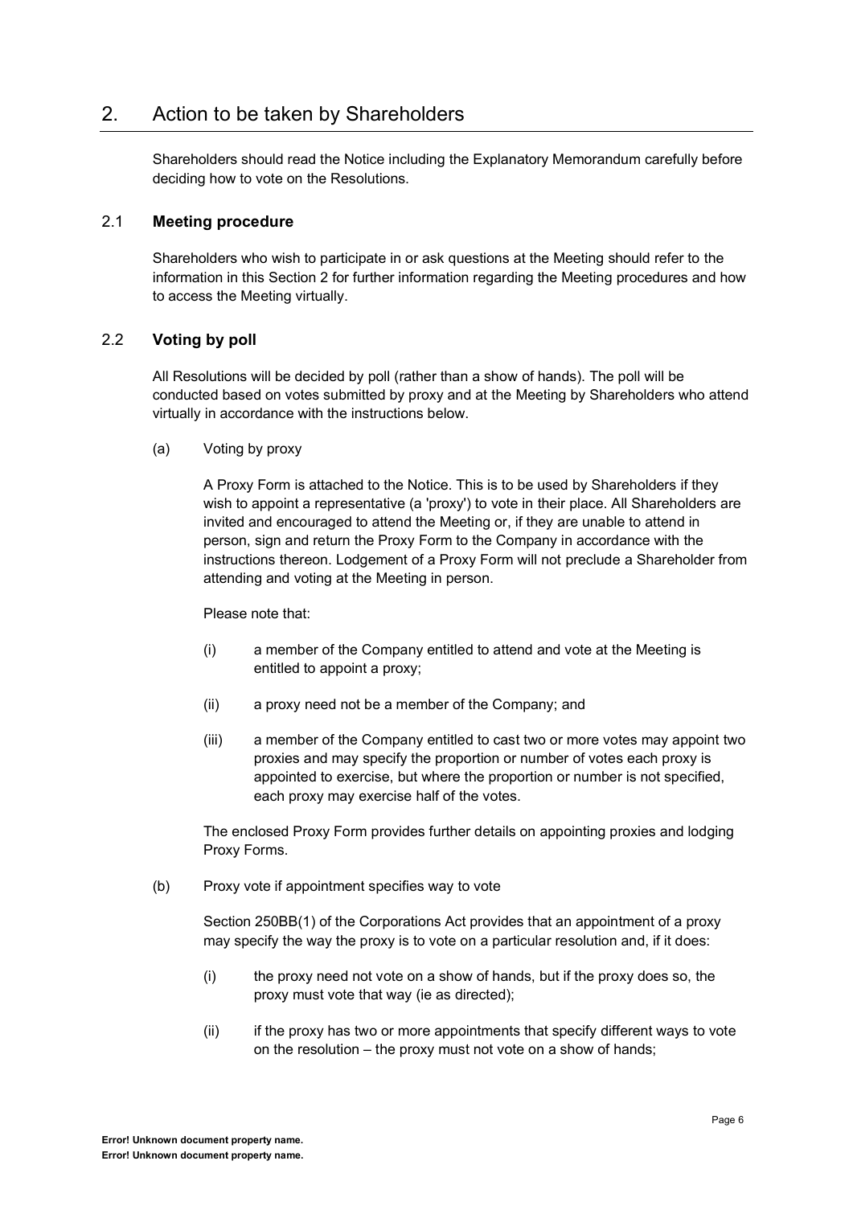## 2. Action to be taken by Shareholders

Shareholders should read the Notice including the Explanatory Memorandum carefully before deciding how to vote on the Resolutions.

### 2.1 **Meeting procedure**

Shareholders who wish to participate in or ask questions at the Meeting should refer to the information in this Section 2 for further information regarding the Meeting procedures and how to access the Meeting virtually.

### 2.2 **Voting by poll**

All Resolutions will be decided by poll (rather than a show of hands). The poll will be conducted based on votes submitted by proxy and at the Meeting by Shareholders who attend virtually in accordance with the instructions below.

(a) Voting by proxy

A Proxy Form is attached to the Notice. This is to be used by Shareholders if they wish to appoint a representative (a 'proxy') to vote in their place. All Shareholders are invited and encouraged to attend the Meeting or, if they are unable to attend in person, sign and return the Proxy Form to the Company in accordance with the instructions thereon. Lodgement of a Proxy Form will not preclude a Shareholder from attending and voting at the Meeting in person.

Please note that:

(i) a member of the Company entitled to attend and vote at the Meeting is entitled to appoint a proxy;

(ii) a proxy need not be a member of the Company; and

(iii) a member of the Company entitled to cast two or more votes may appoint two proxies and may specify the proportion or number of votes each proxy is appointed to exercise, but where the proportion or number is not specified, each proxy may exercise half of the votes.

The enclosed Proxy Form provides further details on appointing proxies and lodging Proxy Forms.

(b) Proxy vote if appointment specifies way to vote

Section 250BB(1) of the Corporations Act provides that an appointment of a proxy may specify the way the proxy is to vote on a particular resolution and, if it does:

(i) the proxy need not vote on a show of hands, but if the proxy does so, the proxy must vote that way (ie as directed);

(ii) if the proxy has two or more appointments that specify different ways to vote on the resolution – the proxy must not vote on a show of hands;

**Error! Unknown document property name.**
**Error! Unknown document property name.**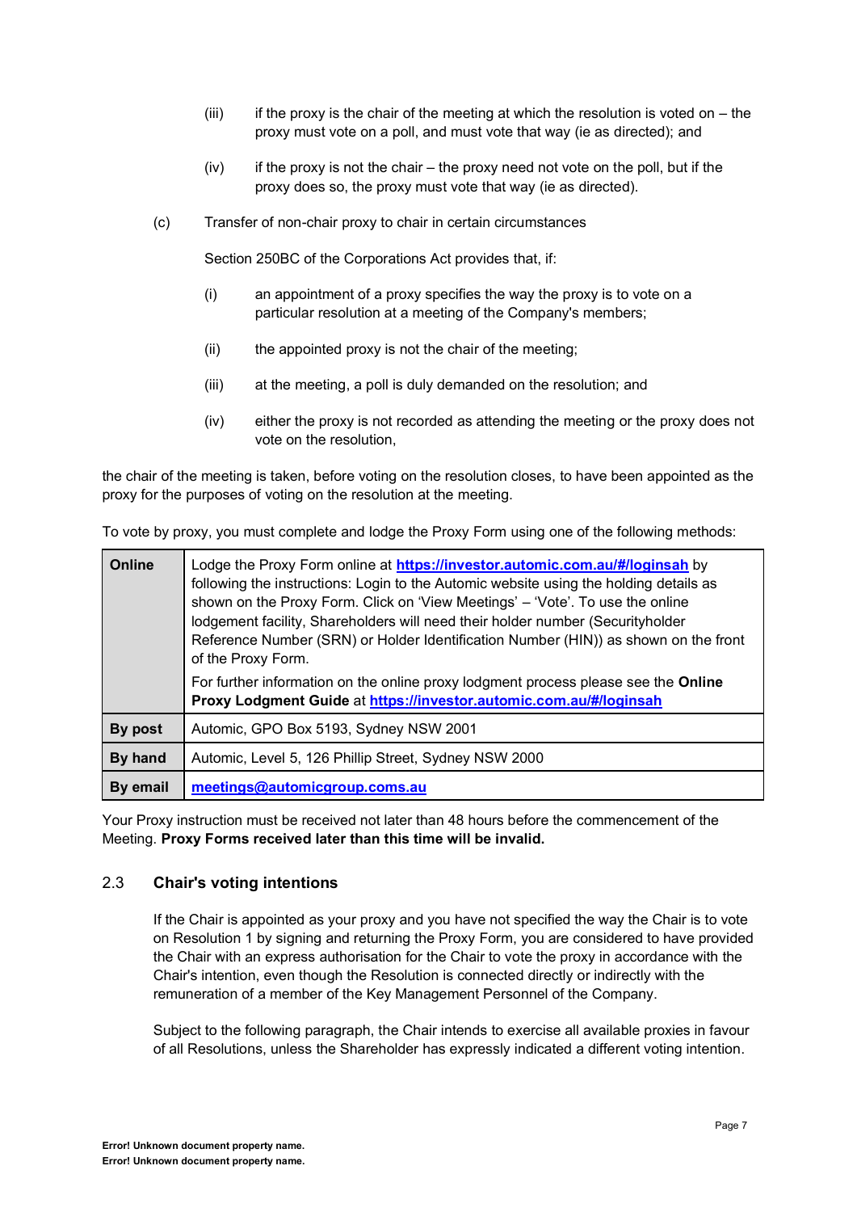(iii) if the proxy is the chair of the meeting at which the resolution is voted on – the proxy must vote on a poll, and must vote that way (ie as directed); and

(iv) if the proxy is not the chair – the proxy need not vote on the poll, but if the proxy does so, the proxy must vote that way (ie as directed).

(c) Transfer of non-chair proxy to chair in certain circumstances

Section 250BC of the Corporations Act provides that, if:

(i) an appointment of a proxy specifies the way the proxy is to vote on a particular resolution at a meeting of the Company's members;

(ii) the appointed proxy is not the chair of the meeting;

(iii) at the meeting, a poll is duly demanded on the resolution; and

(iv) either the proxy is not recorded as attending the meeting or the proxy does not vote on the resolution,

the chair of the meeting is taken, before voting on the resolution closes, to have been appointed as the proxy for the purposes of voting on the resolution at the meeting.

To vote by proxy, you must complete and lodge the Proxy Form using one of the following methods:

| | |
|---|---|
| **Online** | Lodge the Proxy Form online at **https://investor.automic.com.au/#/loginsah** by following the instructions: Login to the Automic website using the holding details as shown on the Proxy Form. Click on 'View Meetings' – 'Vote'. To use the online lodgement facility, Shareholders will need their holder number (Securityholder Reference Number (SRN) or Holder Identification Number (HIN)) as shown on the front of the Proxy Form.<br><br>For further information on the online proxy lodgment process please see the **Online Proxy Lodgment Guide** at **https://investor.automic.com.au/#/loginsah** |
| **By post** | Automic, GPO Box 5193, Sydney NSW 2001 |
| **By hand** | Automic, Level 5, 126 Phillip Street, Sydney NSW 2000 |
| **By email** | **meetings@automicgroup.coms.au** |

Your Proxy instruction must be received not later than 48 hours before the commencement of the Meeting. **Proxy Forms received later than this time will be invalid.**

## 2.3 Chair's voting intentions

If the Chair is appointed as your proxy and you have not specified the way the Chair is to vote on Resolution 1 by signing and returning the Proxy Form, you are considered to have provided the Chair with an express authorisation for the Chair to vote the proxy in accordance with the Chair's intention, even though the Resolution is connected directly or indirectly with the remuneration of a member of the Key Management Personnel of the Company.

Subject to the following paragraph, the Chair intends to exercise all available proxies in favour of all Resolutions, unless the Shareholder has expressly indicated a different voting intention.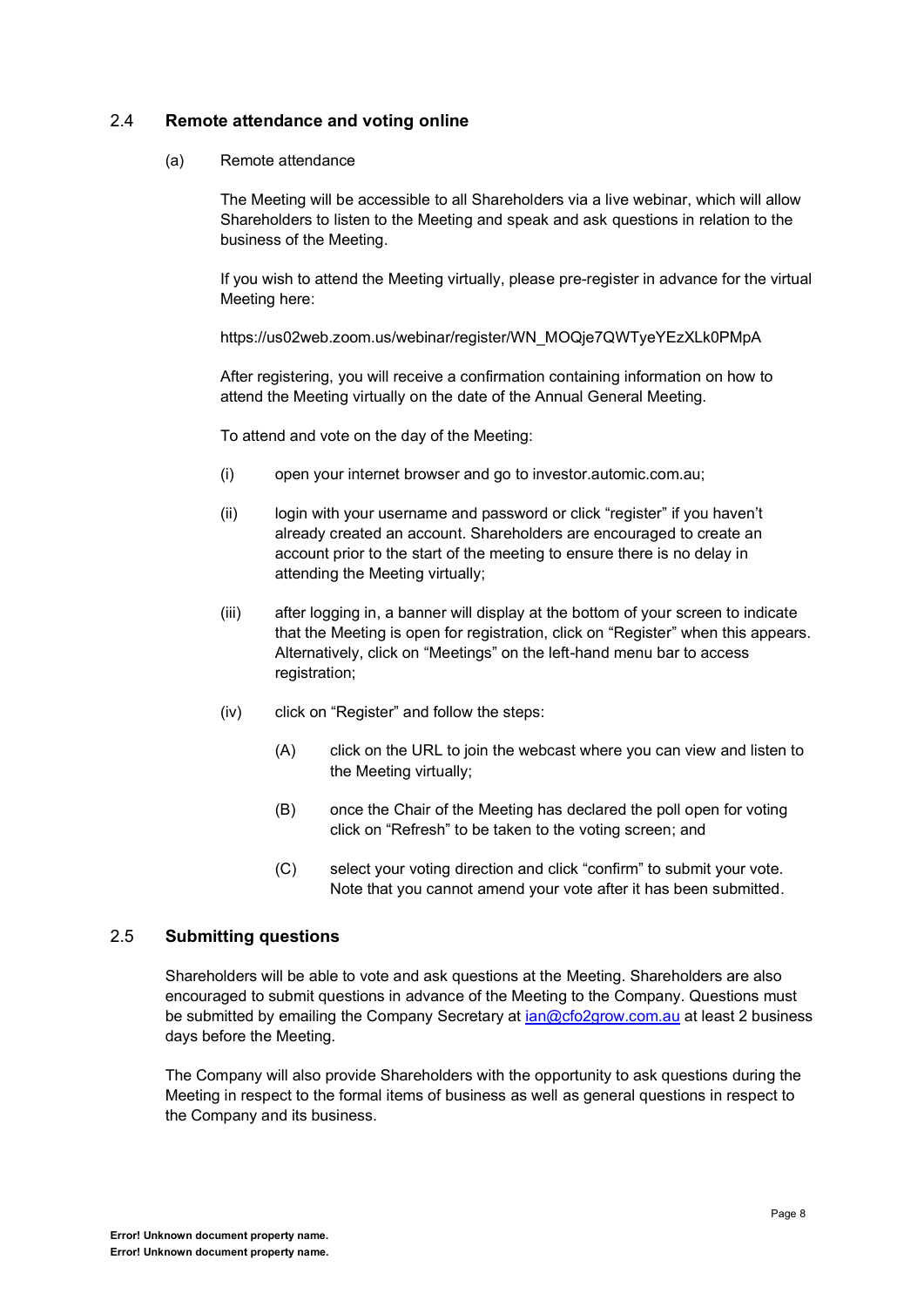## 2.4 Remote attendance and voting online

(a) Remote attendance

The Meeting will be accessible to all Shareholders via a live webinar, which will allow Shareholders to listen to the Meeting and speak and ask questions in relation to the business of the Meeting.

If you wish to attend the Meeting virtually, please pre-register in advance for the virtual Meeting here:

https://us02web.zoom.us/webinar/register/WN_MOQje7QWTyeYEzXLk0PMpA

After registering, you will receive a confirmation containing information on how to attend the Meeting virtually on the date of the Annual General Meeting.

To attend and vote on the day of the Meeting:

(i) open your internet browser and go to investor.automic.com.au;

(ii) login with your username and password or click "register" if you haven't already created an account. Shareholders are encouraged to create an account prior to the start of the meeting to ensure there is no delay in attending the Meeting virtually;

(iii) after logging in, a banner will display at the bottom of your screen to indicate that the Meeting is open for registration, click on "Register" when this appears. Alternatively, click on "Meetings" on the left-hand menu bar to access registration;

(iv) click on "Register" and follow the steps:

(A) click on the URL to join the webcast where you can view and listen to the Meeting virtually;

(B) once the Chair of the Meeting has declared the poll open for voting click on "Refresh" to be taken to the voting screen; and

(C) select your voting direction and click "confirm" to submit your vote. Note that you cannot amend your vote after it has been submitted.

## 2.5 Submitting questions

Shareholders will be able to vote and ask questions at the Meeting. Shareholders are also encouraged to submit questions in advance of the Meeting to the Company. Questions must be submitted by emailing the Company Secretary at ian@cfo2grow.com.au at least 2 business days before the Meeting.

The Company will also provide Shareholders with the opportunity to ask questions during the Meeting in respect to the formal items of business as well as general questions in respect to the Company and its business.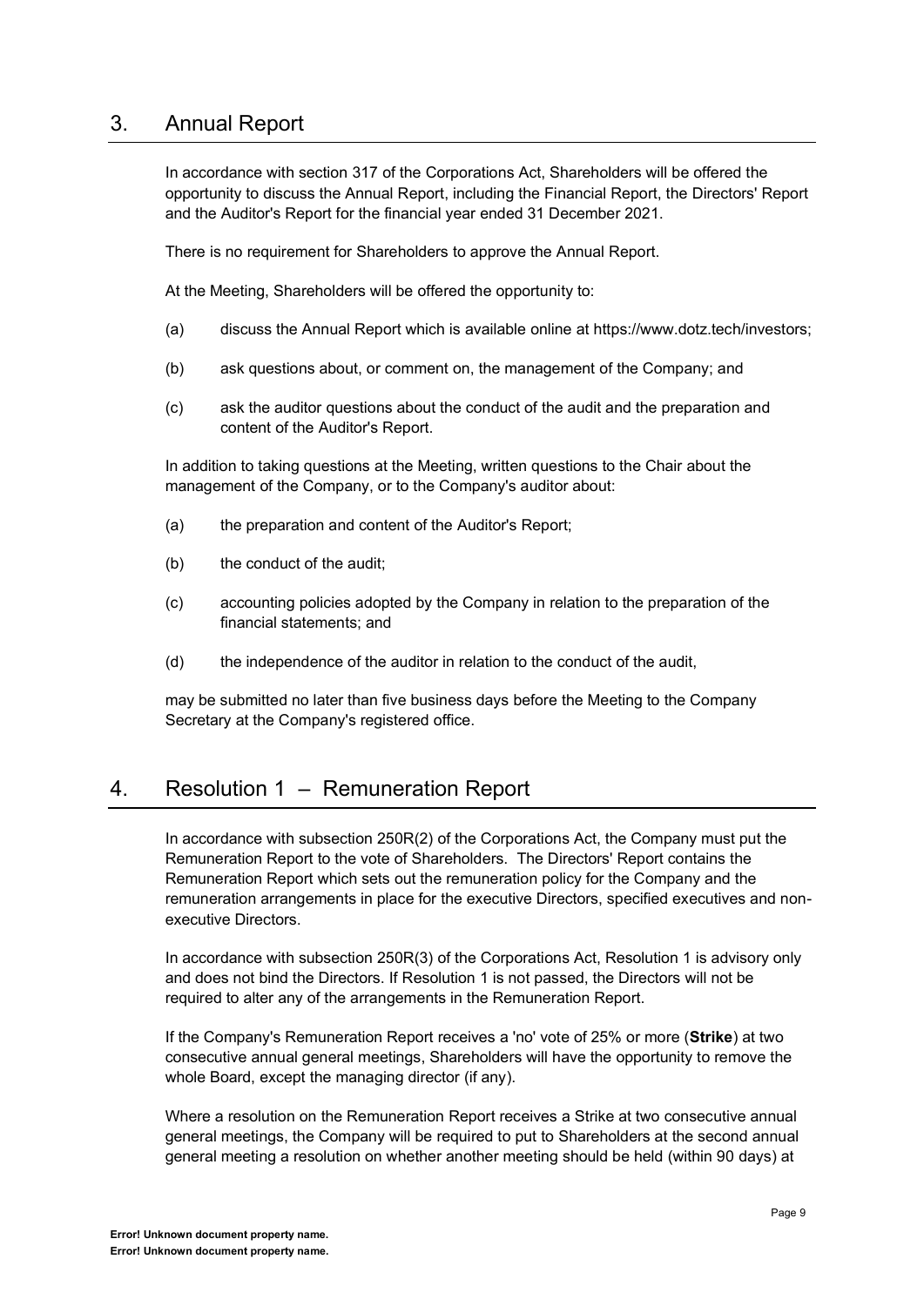## 3. Annual Report

In accordance with section 317 of the Corporations Act, Shareholders will be offered the opportunity to discuss the Annual Report, including the Financial Report, the Directors' Report and the Auditor's Report for the financial year ended 31 December 2021.

There is no requirement for Shareholders to approve the Annual Report.

At the Meeting, Shareholders will be offered the opportunity to:

(a) discuss the Annual Report which is available online at https://www.dotz.tech/investors;

(b) ask questions about, or comment on, the management of the Company; and

(c) ask the auditor questions about the conduct of the audit and the preparation and content of the Auditor's Report.

In addition to taking questions at the Meeting, written questions to the Chair about the management of the Company, or to the Company's auditor about:

(a) the preparation and content of the Auditor's Report;

(b) the conduct of the audit;

(c) accounting policies adopted by the Company in relation to the preparation of the financial statements; and

(d) the independence of the auditor in relation to the conduct of the audit,

may be submitted no later than five business days before the Meeting to the Company Secretary at the Company's registered office.

## 4. Resolution 1 – Remuneration Report

In accordance with subsection 250R(2) of the Corporations Act, the Company must put the Remuneration Report to the vote of Shareholders. The Directors' Report contains the Remuneration Report which sets out the remuneration policy for the Company and the remuneration arrangements in place for the executive Directors, specified executives and non-executive Directors.

In accordance with subsection 250R(3) of the Corporations Act, Resolution 1 is advisory only and does not bind the Directors. If Resolution 1 is not passed, the Directors will not be required to alter any of the arrangements in the Remuneration Report.

If the Company's Remuneration Report receives a 'no' vote of 25% or more (**Strike**) at two consecutive annual general meetings, Shareholders will have the opportunity to remove the whole Board, except the managing director (if any).

Where a resolution on the Remuneration Report receives a Strike at two consecutive annual general meetings, the Company will be required to put to Shareholders at the second annual general meeting a resolution on whether another meeting should be held (within 90 days) at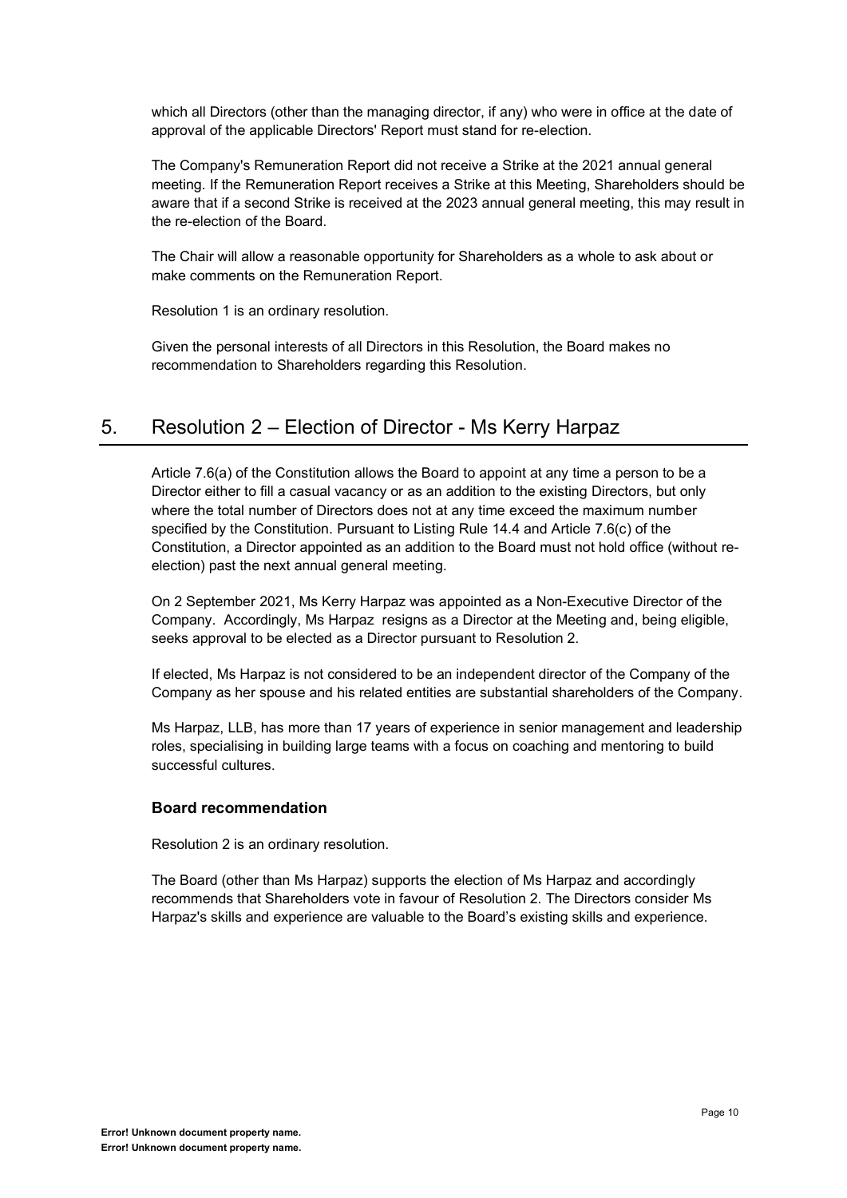which all Directors (other than the managing director, if any) who were in office at the date of approval of the applicable Directors' Report must stand for re-election.

The Company's Remuneration Report did not receive a Strike at the 2021 annual general meeting. If the Remuneration Report receives a Strike at this Meeting, Shareholders should be aware that if a second Strike is received at the 2023 annual general meeting, this may result in the re-election of the Board.

The Chair will allow a reasonable opportunity for Shareholders as a whole to ask about or make comments on the Remuneration Report.

Resolution 1 is an ordinary resolution.

Given the personal interests of all Directors in this Resolution, the Board makes no recommendation to Shareholders regarding this Resolution.

## 5. Resolution 2 – Election of Director - Ms Kerry Harpaz

Article 7.6(a) of the Constitution allows the Board to appoint at any time a person to be a Director either to fill a casual vacancy or as an addition to the existing Directors, but only where the total number of Directors does not at any time exceed the maximum number specified by the Constitution. Pursuant to Listing Rule 14.4 and Article 7.6(c) of the Constitution, a Director appointed as an addition to the Board must not hold office (without re-election) past the next annual general meeting.

On 2 September 2021, Ms Kerry Harpaz was appointed as a Non-Executive Director of the Company. Accordingly, Ms Harpaz resigns as a Director at the Meeting and, being eligible, seeks approval to be elected as a Director pursuant to Resolution 2.

If elected, Ms Harpaz is not considered to be an independent director of the Company of the Company as her spouse and his related entities are substantial shareholders of the Company.

Ms Harpaz, LLB, has more than 17 years of experience in senior management and leadership roles, specialising in building large teams with a focus on coaching and mentoring to build successful cultures.

### Board recommendation

Resolution 2 is an ordinary resolution.

The Board (other than Ms Harpaz) supports the election of Ms Harpaz and accordingly recommends that Shareholders vote in favour of Resolution 2. The Directors consider Ms Harpaz's skills and experience are valuable to the Board's existing skills and experience.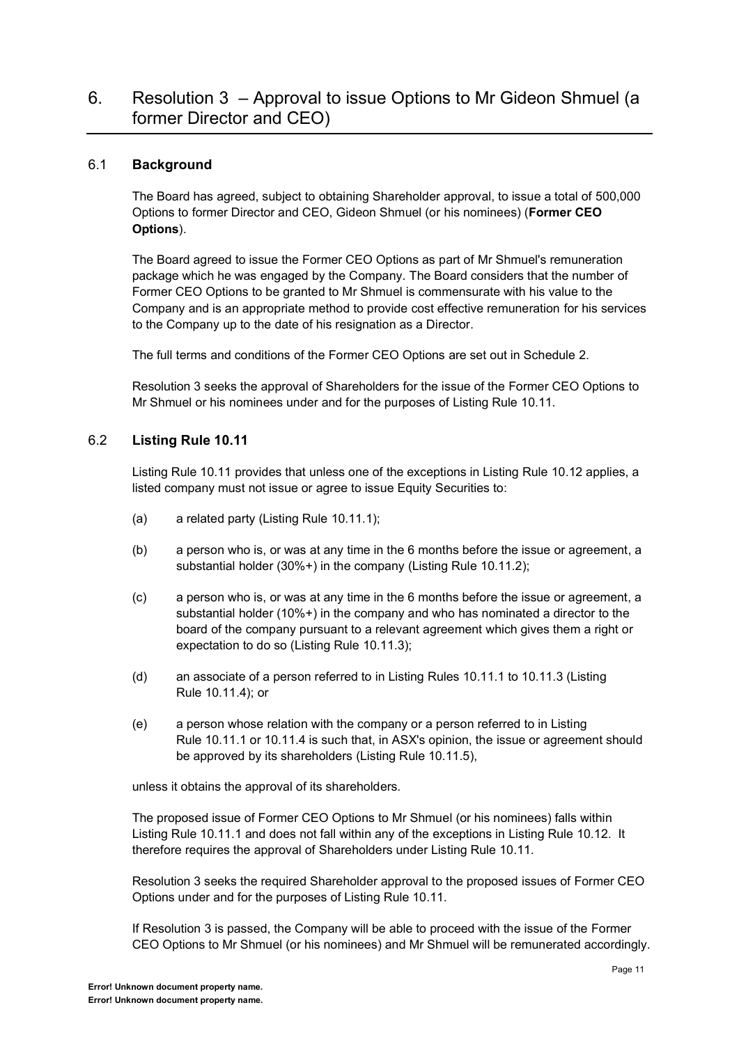# 6. Resolution 3 – Approval to issue Options to Mr Gideon Shmuel (a former Director and CEO)

## 6.1 Background

The Board has agreed, subject to obtaining Shareholder approval, to issue a total of 500,000 Options to former Director and CEO, Gideon Shmuel (or his nominees) (**Former CEO Options**).

The Board agreed to issue the Former CEO Options as part of Mr Shmuel's remuneration package which he was engaged by the Company. The Board considers that the number of Former CEO Options to be granted to Mr Shmuel is commensurate with his value to the Company and is an appropriate method to provide cost effective remuneration for his services to the Company up to the date of his resignation as a Director.

The full terms and conditions of the Former CEO Options are set out in Schedule 2.

Resolution 3 seeks the approval of Shareholders for the issue of the Former CEO Options to Mr Shmuel or his nominees under and for the purposes of Listing Rule 10.11.

## 6.2 Listing Rule 10.11

Listing Rule 10.11 provides that unless one of the exceptions in Listing Rule 10.12 applies, a listed company must not issue or agree to issue Equity Securities to:

(a) a related party (Listing Rule 10.11.1);

(b) a person who is, or was at any time in the 6 months before the issue or agreement, a substantial holder (30%+) in the company (Listing Rule 10.11.2);

(c) a person who is, or was at any time in the 6 months before the issue or agreement, a substantial holder (10%+) in the company and who has nominated a director to the board of the company pursuant to a relevant agreement which gives them a right or expectation to do so (Listing Rule 10.11.3);

(d) an associate of a person referred to in Listing Rules 10.11.1 to 10.11.3 (Listing Rule 10.11.4); or

(e) a person whose relation with the company or a person referred to in Listing Rule 10.11.1 or 10.11.4 is such that, in ASX's opinion, the issue or agreement should be approved by its shareholders (Listing Rule 10.11.5),

unless it obtains the approval of its shareholders.

The proposed issue of Former CEO Options to Mr Shmuel (or his nominees) falls within Listing Rule 10.11.1 and does not fall within any of the exceptions in Listing Rule 10.12. It therefore requires the approval of Shareholders under Listing Rule 10.11.

Resolution 3 seeks the required Shareholder approval to the proposed issues of Former CEO Options under and for the purposes of Listing Rule 10.11.

If Resolution 3 is passed, the Company will be able to proceed with the issue of the Former CEO Options to Mr Shmuel (or his nominees) and Mr Shmuel will be remunerated accordingly.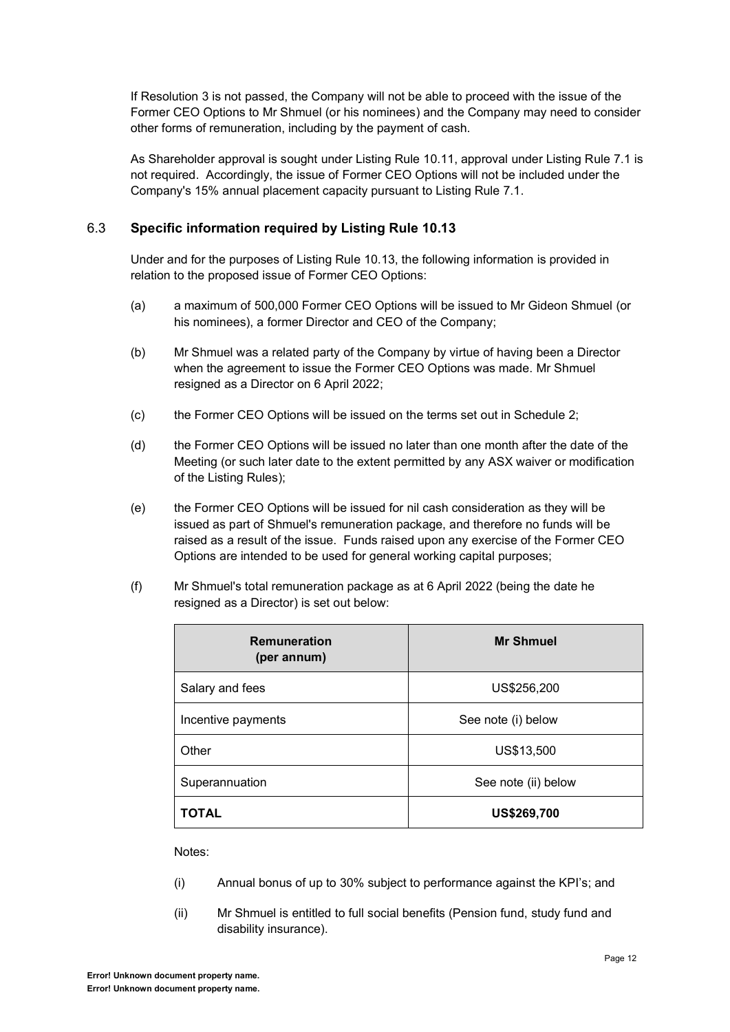If Resolution 3 is not passed, the Company will not be able to proceed with the issue of the Former CEO Options to Mr Shmuel (or his nominees) and the Company may need to consider other forms of remuneration, including by the payment of cash.

As Shareholder approval is sought under Listing Rule 10.11, approval under Listing Rule 7.1 is not required. Accordingly, the issue of Former CEO Options will not be included under the Company's 15% annual placement capacity pursuant to Listing Rule 7.1.

### 6.3 Specific information required by Listing Rule 10.13

Under and for the purposes of Listing Rule 10.13, the following information is provided in relation to the proposed issue of Former CEO Options:

(a) a maximum of 500,000 Former CEO Options will be issued to Mr Gideon Shmuel (or his nominees), a former Director and CEO of the Company;

(b) Mr Shmuel was a related party of the Company by virtue of having been a Director when the agreement to issue the Former CEO Options was made. Mr Shmuel resigned as a Director on 6 April 2022;

(c) the Former CEO Options will be issued on the terms set out in Schedule 2;

(d) the Former CEO Options will be issued no later than one month after the date of the Meeting (or such later date to the extent permitted by any ASX waiver or modification of the Listing Rules);

(e) the Former CEO Options will be issued for nil cash consideration as they will be issued as part of Shmuel's remuneration package, and therefore no funds will be raised as a result of the issue. Funds raised upon any exercise of the Former CEO Options are intended to be used for general working capital purposes;

(f) Mr Shmuel's total remuneration package as at 6 April 2022 (being the date he resigned as a Director) is set out below:

| Remuneration (per annum) | Mr Shmuel |
|---|---|
| Salary and fees | US$256,200 |
| Incentive payments | See note (i) below |
| Other | US$13,500 |
| Superannuation | See note (ii) below |
| **TOTAL** | **US$269,700** |

Notes:

(i) Annual bonus of up to 30% subject to performance against the KPI's; and

(ii) Mr Shmuel is entitled to full social benefits (Pension fund, study fund and disability insurance).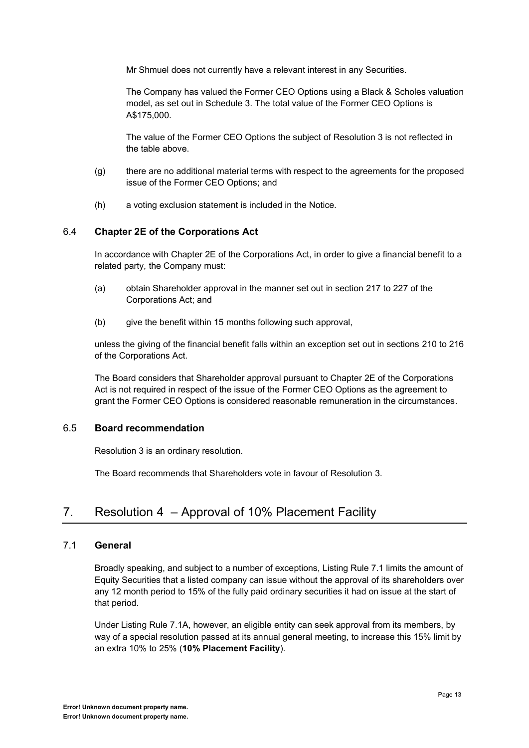Mr Shmuel does not currently have a relevant interest in any Securities.

The Company has valued the Former CEO Options using a Black & Scholes valuation model, as set out in Schedule 3. The total value of the Former CEO Options is A$175,000.

The value of the Former CEO Options the subject of Resolution 3 is not reflected in the table above.

(g) there are no additional material terms with respect to the agreements for the proposed issue of the Former CEO Options; and

(h) a voting exclusion statement is included in the Notice.

### 6.4 Chapter 2E of the Corporations Act

In accordance with Chapter 2E of the Corporations Act, in order to give a financial benefit to a related party, the Company must:

(a) obtain Shareholder approval in the manner set out in section 217 to 227 of the Corporations Act; and

(b) give the benefit within 15 months following such approval,

unless the giving of the financial benefit falls within an exception set out in sections 210 to 216 of the Corporations Act.

The Board considers that Shareholder approval pursuant to Chapter 2E of the Corporations Act is not required in respect of the issue of the Former CEO Options as the agreement to grant the Former CEO Options is considered reasonable remuneration in the circumstances.

### 6.5 Board recommendation

Resolution 3 is an ordinary resolution.

The Board recommends that Shareholders vote in favour of Resolution 3.

## 7. Resolution 4 – Approval of 10% Placement Facility

### 7.1 General

Broadly speaking, and subject to a number of exceptions, Listing Rule 7.1 limits the amount of Equity Securities that a listed company can issue without the approval of its shareholders over any 12 month period to 15% of the fully paid ordinary securities it had on issue at the start of that period.

Under Listing Rule 7.1A, however, an eligible entity can seek approval from its members, by way of a special resolution passed at its annual general meeting, to increase this 15% limit by an extra 10% to 25% (**10% Placement Facility**).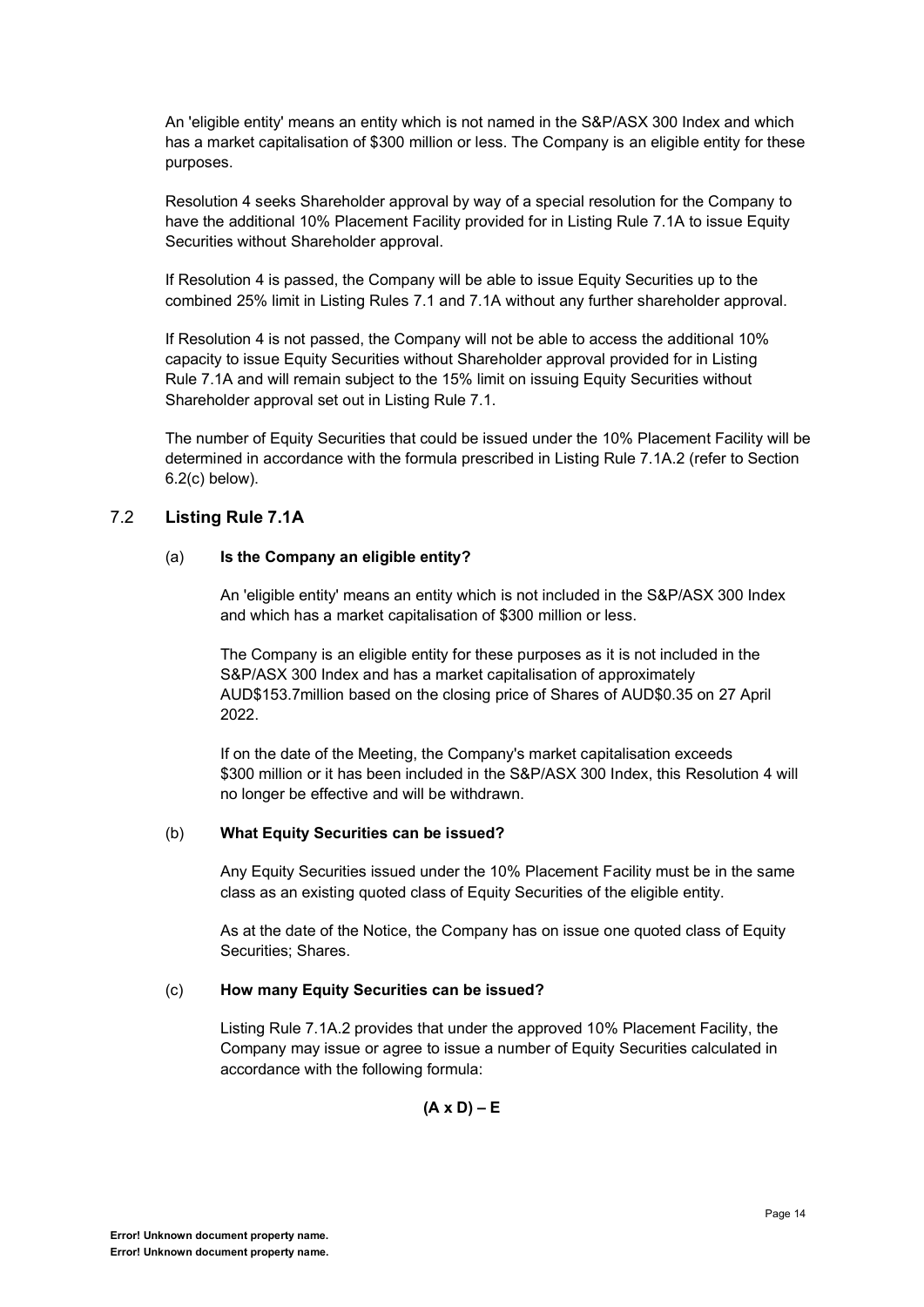An 'eligible entity' means an entity which is not named in the S&P/ASX 300 Index and which has a market capitalisation of $300 million or less. The Company is an eligible entity for these purposes.

Resolution 4 seeks Shareholder approval by way of a special resolution for the Company to have the additional 10% Placement Facility provided for in Listing Rule 7.1A to issue Equity Securities without Shareholder approval.

If Resolution 4 is passed, the Company will be able to issue Equity Securities up to the combined 25% limit in Listing Rules 7.1 and 7.1A without any further shareholder approval.

If Resolution 4 is not passed, the Company will not be able to access the additional 10% capacity to issue Equity Securities without Shareholder approval provided for in Listing Rule 7.1A and will remain subject to the 15% limit on issuing Equity Securities without Shareholder approval set out in Listing Rule 7.1.

The number of Equity Securities that could be issued under the 10% Placement Facility will be determined in accordance with the formula prescribed in Listing Rule 7.1A.2 (refer to Section 6.2(c) below).

## 7.2 Listing Rule 7.1A

### (a) Is the Company an eligible entity?

An 'eligible entity' means an entity which is not included in the S&P/ASX 300 Index and which has a market capitalisation of $300 million or less.

The Company is an eligible entity for these purposes as it is not included in the S&P/ASX 300 Index and has a market capitalisation of approximately AUD$153.7million based on the closing price of Shares of AUD$0.35 on 27 April 2022.

If on the date of the Meeting, the Company's market capitalisation exceeds $300 million or it has been included in the S&P/ASX 300 Index, this Resolution 4 will no longer be effective and will be withdrawn.

### (b) What Equity Securities can be issued?

Any Equity Securities issued under the 10% Placement Facility must be in the same class as an existing quoted class of Equity Securities of the eligible entity.

As at the date of the Notice, the Company has on issue one quoted class of Equity Securities; Shares.

### (c) How many Equity Securities can be issued?

Listing Rule 7.1A.2 provides that under the approved 10% Placement Facility, the Company may issue or agree to issue a number of Equity Securities calculated in accordance with the following formula:

$$(A \times D) - E$$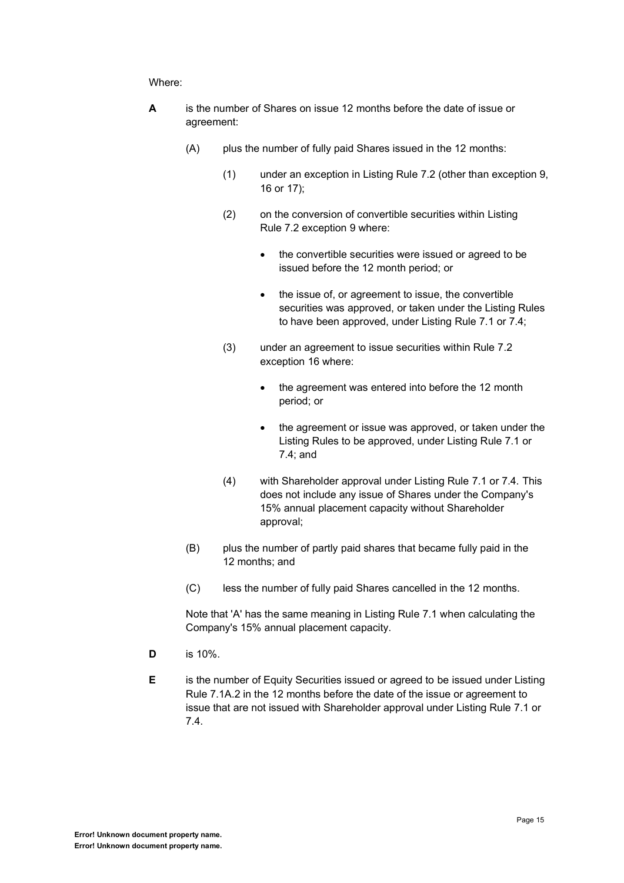Where:

**A** is the number of Shares on issue 12 months before the date of issue or agreement:

(A) plus the number of fully paid Shares issued in the 12 months:

(1) under an exception in Listing Rule 7.2 (other than exception 9, 16 or 17);

(2) on the conversion of convertible securities within Listing Rule 7.2 exception 9 where:

- the convertible securities were issued or agreed to be issued before the 12 month period; or
- the issue of, or agreement to issue, the convertible securities was approved, or taken under the Listing Rules to have been approved, under Listing Rule 7.1 or 7.4;

(3) under an agreement to issue securities within Rule 7.2 exception 16 where:

- the agreement was entered into before the 12 month period; or
- the agreement or issue was approved, or taken under the Listing Rules to be approved, under Listing Rule 7.1 or 7.4; and

(4) with Shareholder approval under Listing Rule 7.1 or 7.4. This does not include any issue of Shares under the Company's 15% annual placement capacity without Shareholder approval;

(B) plus the number of partly paid shares that became fully paid in the 12 months; and

(C) less the number of fully paid Shares cancelled in the 12 months.

Note that 'A' has the same meaning in Listing Rule 7.1 when calculating the Company's 15% annual placement capacity.

**D** is 10%.

**E** is the number of Equity Securities issued or agreed to be issued under Listing Rule 7.1A.2 in the 12 months before the date of the issue or agreement to issue that are not issued with Shareholder approval under Listing Rule 7.1 or 7.4.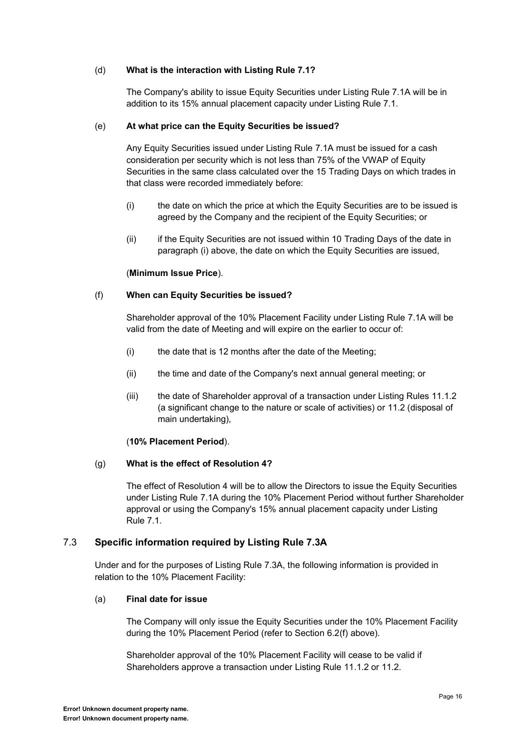(d) **What is the interaction with Listing Rule 7.1?**

The Company's ability to issue Equity Securities under Listing Rule 7.1A will be in addition to its 15% annual placement capacity under Listing Rule 7.1.

(e) **At what price can the Equity Securities be issued?**

Any Equity Securities issued under Listing Rule 7.1A must be issued for a cash consideration per security which is not less than 75% of the VWAP of Equity Securities in the same class calculated over the 15 Trading Days on which trades in that class were recorded immediately before:

(i) the date on which the price at which the Equity Securities are to be issued is agreed by the Company and the recipient of the Equity Securities; or

(ii) if the Equity Securities are not issued within 10 Trading Days of the date in paragraph (i) above, the date on which the Equity Securities are issued,

(**Minimum Issue Price**).

(f) **When can Equity Securities be issued?**

Shareholder approval of the 10% Placement Facility under Listing Rule 7.1A will be valid from the date of Meeting and will expire on the earlier to occur of:

(i) the date that is 12 months after the date of the Meeting;

(ii) the time and date of the Company's next annual general meeting; or

(iii) the date of Shareholder approval of a transaction under Listing Rules 11.1.2 (a significant change to the nature or scale of activities) or 11.2 (disposal of main undertaking),

(**10% Placement Period**).

(g) **What is the effect of Resolution 4?**

The effect of Resolution 4 will be to allow the Directors to issue the Equity Securities under Listing Rule 7.1A during the 10% Placement Period without further Shareholder approval or using the Company's 15% annual placement capacity under Listing Rule 7.1.

## 7.3 Specific information required by Listing Rule 7.3A

Under and for the purposes of Listing Rule 7.3A, the following information is provided in relation to the 10% Placement Facility:

(a) **Final date for issue**

The Company will only issue the Equity Securities under the 10% Placement Facility during the 10% Placement Period (refer to Section 6.2(f) above).

Shareholder approval of the 10% Placement Facility will cease to be valid if Shareholders approve a transaction under Listing Rule 11.1.2 or 11.2.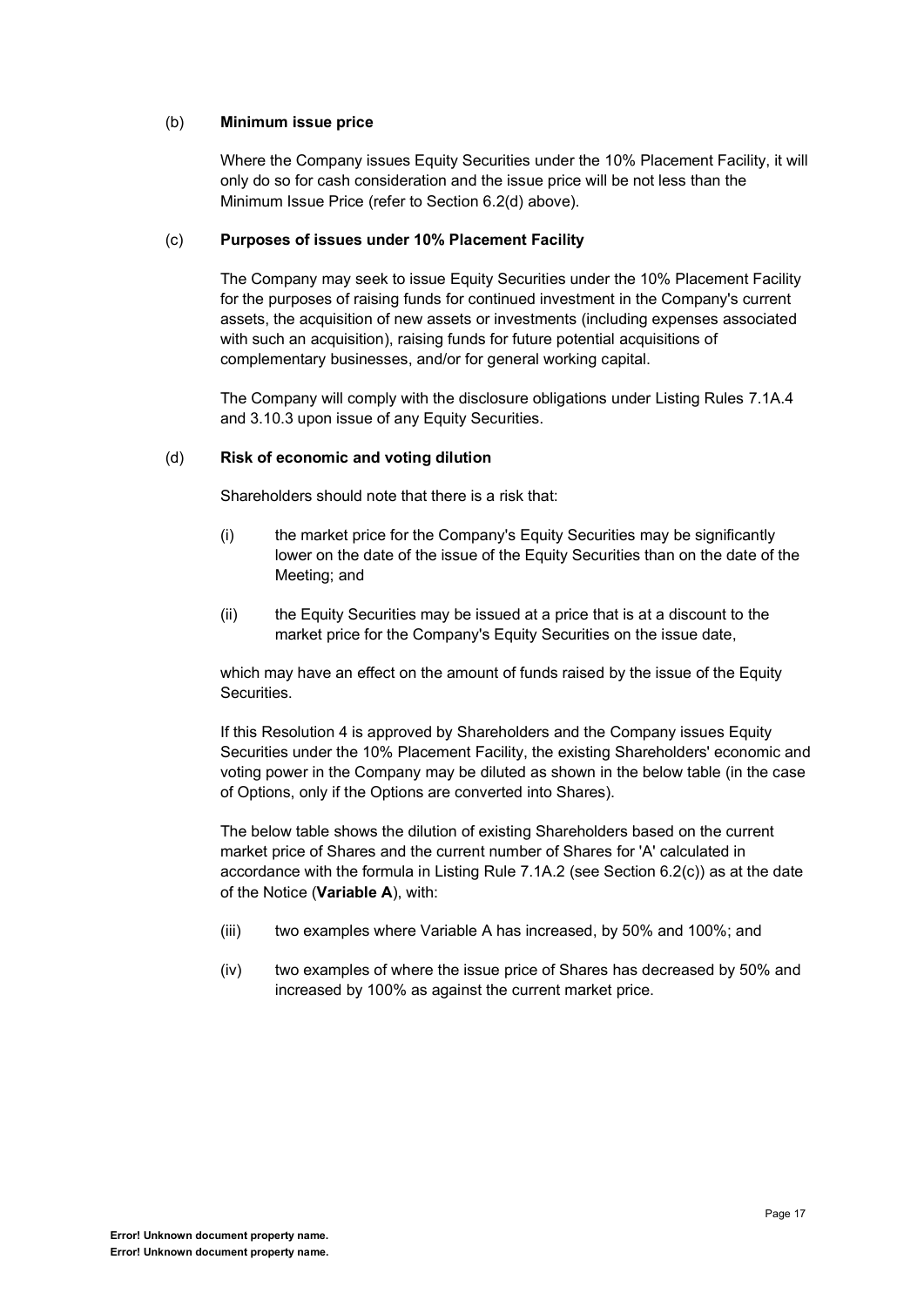(b) **Minimum issue price**

Where the Company issues Equity Securities under the 10% Placement Facility, it will only do so for cash consideration and the issue price will be not less than the Minimum Issue Price (refer to Section 6.2(d) above).

(c) **Purposes of issues under 10% Placement Facility**

The Company may seek to issue Equity Securities under the 10% Placement Facility for the purposes of raising funds for continued investment in the Company's current assets, the acquisition of new assets or investments (including expenses associated with such an acquisition), raising funds for future potential acquisitions of complementary businesses, and/or for general working capital.

The Company will comply with the disclosure obligations under Listing Rules 7.1A.4 and 3.10.3 upon issue of any Equity Securities.

(d) **Risk of economic and voting dilution**

Shareholders should note that there is a risk that:

(i) the market price for the Company's Equity Securities may be significantly lower on the date of the issue of the Equity Securities than on the date of the Meeting; and

(ii) the Equity Securities may be issued at a price that is at a discount to the market price for the Company's Equity Securities on the issue date,

which may have an effect on the amount of funds raised by the issue of the Equity Securities.

If this Resolution 4 is approved by Shareholders and the Company issues Equity Securities under the 10% Placement Facility, the existing Shareholders' economic and voting power in the Company may be diluted as shown in the below table (in the case of Options, only if the Options are converted into Shares).

The below table shows the dilution of existing Shareholders based on the current market price of Shares and the current number of Shares for 'A' calculated in accordance with the formula in Listing Rule 7.1A.2 (see Section 6.2(c)) as at the date of the Notice (**Variable A**), with:

(iii) two examples where Variable A has increased, by 50% and 100%; and

(iv) two examples of where the issue price of Shares has decreased by 50% and increased by 100% as against the current market price.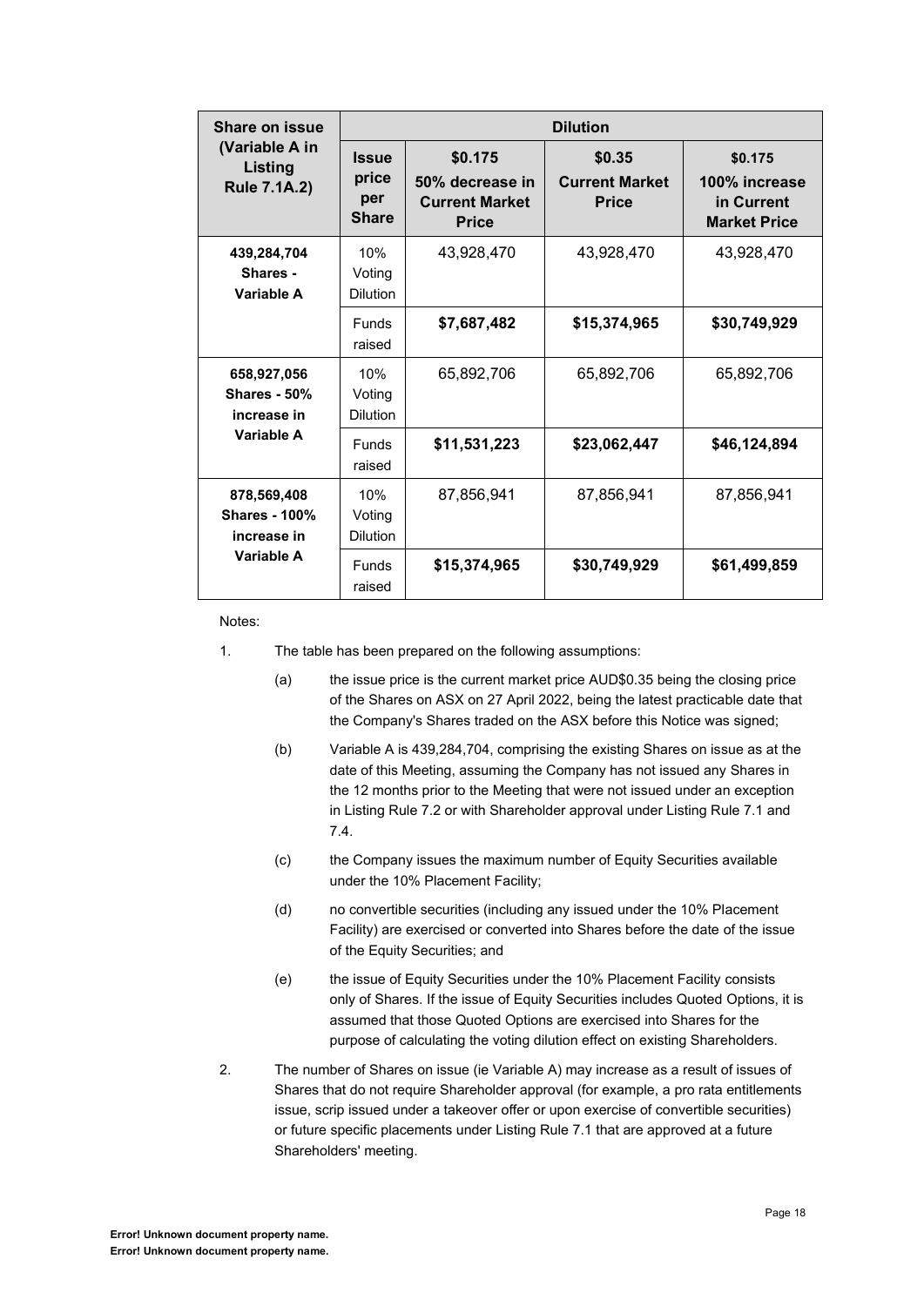| Share on issue (Variable A in Listing Rule 7.1A.2) | Dilution | | | |
|---|---|---|---|---|
| | **Issue price per Share** | **$0.175 50% decrease in Current Market Price** | **$0.35 Current Market Price** | **$0.175 100% increase in Current Market Price** |
| **439,284,704 Shares - Variable A** | 10% Voting Dilution | 43,928,470 | 43,928,470 | 43,928,470 |
| | Funds raised | **$7,687,482** | **$15,374,965** | **$30,749,929** |
| **658,927,056 Shares - 50% increase in Variable A** | 10% Voting Dilution | 65,892,706 | 65,892,706 | 65,892,706 |
| | Funds raised | **$11,531,223** | **$23,062,447** | **$46,124,894** |
| **878,569,408 Shares - 100% increase in Variable A** | 10% Voting Dilution | 87,856,941 | 87,856,941 | 87,856,941 |
| | Funds raised | **$15,374,965** | **$30,749,929** | **$61,499,859** |

Notes:

1. The table has been prepared on the following assumptions:
   (a) the issue price is the current market price AUD$0.35 being the closing price of the Shares on ASX on 27 April 2022, being the latest practicable date that the Company's Shares traded on the ASX before this Notice was signed;
   (b) Variable A is 439,284,704, comprising the existing Shares on issue as at the date of this Meeting, assuming the Company has not issued any Shares in the 12 months prior to the Meeting that were not issued under an exception in Listing Rule 7.2 or with Shareholder approval under Listing Rule 7.1 and 7.4.
   (c) the Company issues the maximum number of Equity Securities available under the 10% Placement Facility;
   (d) no convertible securities (including any issued under the 10% Placement Facility) are exercised or converted into Shares before the date of the issue of the Equity Securities; and
   (e) the issue of Equity Securities under the 10% Placement Facility consists only of Shares. If the issue of Equity Securities includes Quoted Options, it is assumed that those Quoted Options are exercised into Shares for the purpose of calculating the voting dilution effect on existing Shareholders.
2. The number of Shares on issue (ie Variable A) may increase as a result of issues of Shares that do not require Shareholder approval (for example, a pro rata entitlements issue, scrip issued under a takeover offer or upon exercise of convertible securities) or future specific placements under Listing Rule 7.1 that are approved at a future Shareholders' meeting.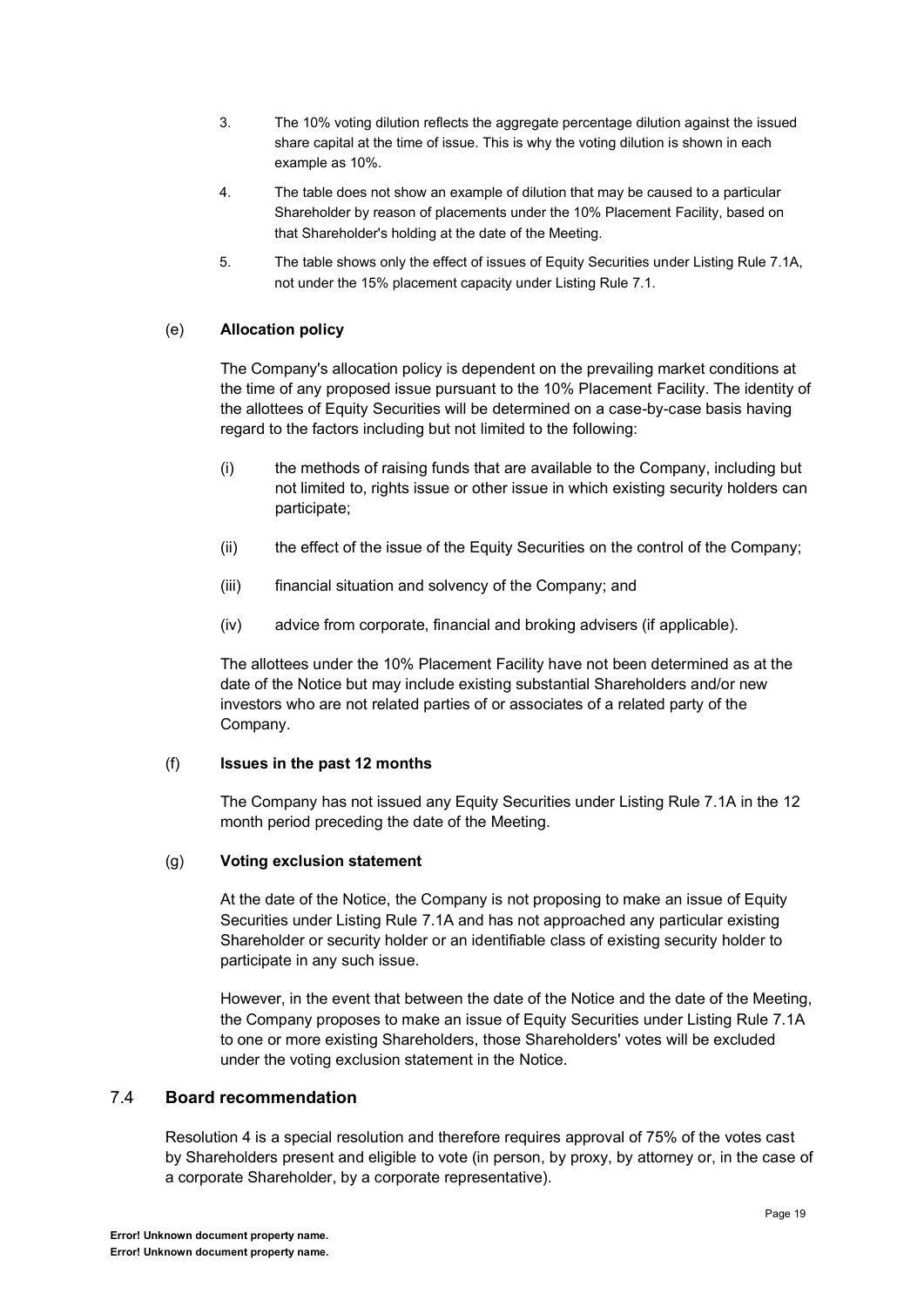3. The 10% voting dilution reflects the aggregate percentage dilution against the issued share capital at the time of issue. This is why the voting dilution is shown in each example as 10%.

4. The table does not show an example of dilution that may be caused to a particular Shareholder by reason of placements under the 10% Placement Facility, based on that Shareholder's holding at the date of the Meeting.

5. The table shows only the effect of issues of Equity Securities under Listing Rule 7.1A, not under the 15% placement capacity under Listing Rule 7.1.

(e) **Allocation policy**

The Company's allocation policy is dependent on the prevailing market conditions at the time of any proposed issue pursuant to the 10% Placement Facility. The identity of the allottees of Equity Securities will be determined on a case-by-case basis having regard to the factors including but not limited to the following:

(i) the methods of raising funds that are available to the Company, including but not limited to, rights issue or other issue in which existing security holders can participate;

(ii) the effect of the issue of the Equity Securities on the control of the Company;

(iii) financial situation and solvency of the Company; and

(iv) advice from corporate, financial and broking advisers (if applicable).

The allottees under the 10% Placement Facility have not been determined as at the date of the Notice but may include existing substantial Shareholders and/or new investors who are not related parties of or associates of a related party of the Company.

(f) **Issues in the past 12 months**

The Company has not issued any Equity Securities under Listing Rule 7.1A in the 12 month period preceding the date of the Meeting.

(g) **Voting exclusion statement**

At the date of the Notice, the Company is not proposing to make an issue of Equity Securities under Listing Rule 7.1A and has not approached any particular existing Shareholder or security holder or an identifiable class of existing security holder to participate in any such issue.

However, in the event that between the date of the Notice and the date of the Meeting, the Company proposes to make an issue of Equity Securities under Listing Rule 7.1A to one or more existing Shareholders, those Shareholders' votes will be excluded under the voting exclusion statement in the Notice.

## 7.4 Board recommendation

Resolution 4 is a special resolution and therefore requires approval of 75% of the votes cast by Shareholders present and eligible to vote (in person, by proxy, by attorney or, in the case of a corporate Shareholder, by a corporate representative).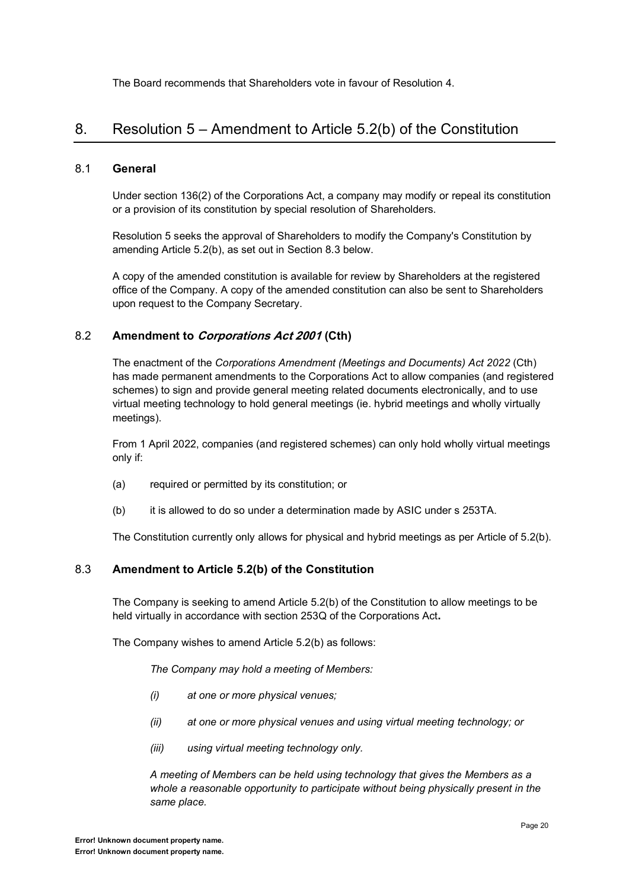The Board recommends that Shareholders vote in favour of Resolution 4.

# 8. Resolution 5 – Amendment to Article 5.2(b) of the Constitution

## 8.1 General

Under section 136(2) of the Corporations Act, a company may modify or repeal its constitution or a provision of its constitution by special resolution of Shareholders.

Resolution 5 seeks the approval of Shareholders to modify the Company's Constitution by amending Article 5.2(b), as set out in Section 8.3 below.

A copy of the amended constitution is available for review by Shareholders at the registered office of the Company. A copy of the amended constitution can also be sent to Shareholders upon request to the Company Secretary.

## 8.2 Amendment to *Corporations Act 2001* (Cth)

The enactment of the *Corporations Amendment (Meetings and Documents) Act 2022* (Cth) has made permanent amendments to the Corporations Act to allow companies (and registered schemes) to sign and provide general meeting related documents electronically, and to use virtual meeting technology to hold general meetings (ie. hybrid meetings and wholly virtually meetings).

From 1 April 2022, companies (and registered schemes) can only hold wholly virtual meetings only if:

(a) required or permitted by its constitution; or

(b) it is allowed to do so under a determination made by ASIC under s 253TA.

The Constitution currently only allows for physical and hybrid meetings as per Article of 5.2(b).

## 8.3 Amendment to Article 5.2(b) of the Constitution

The Company is seeking to amend Article 5.2(b) of the Constitution to allow meetings to be held virtually in accordance with section 253Q of the Corporations Act**.**

The Company wishes to amend Article 5.2(b) as follows:

> *The Company may hold a meeting of Members:*
>
> *(i) at one or more physical venues;*
>
> *(ii) at one or more physical venues and using virtual meeting technology; or*
>
> *(iii) using virtual meeting technology only.*
>
> *A meeting of Members can be held using technology that gives the Members as a whole a reasonable opportunity to participate without being physically present in the same place.*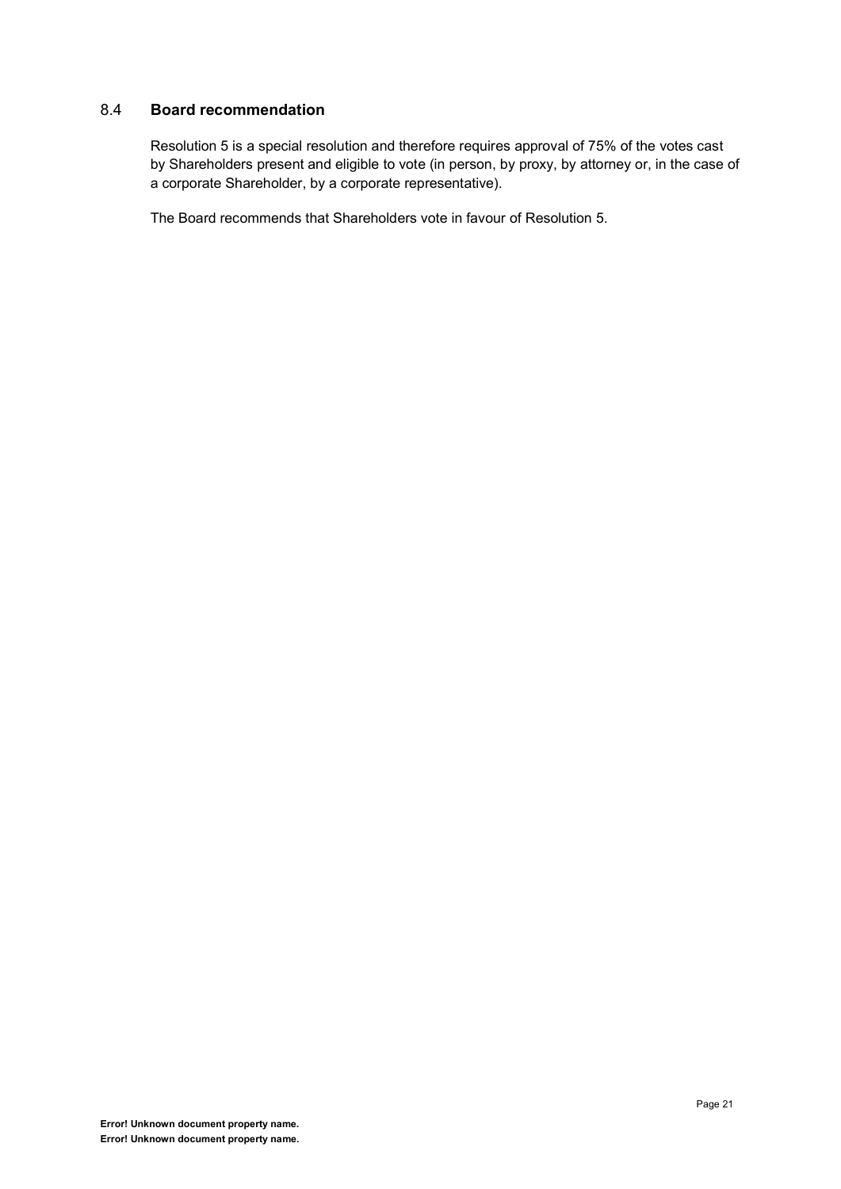## 8.4 Board recommendation

Resolution 5 is a special resolution and therefore requires approval of 75% of the votes cast by Shareholders present and eligible to vote (in person, by proxy, by attorney or, in the case of a corporate Shareholder, by a corporate representative).

The Board recommends that Shareholders vote in favour of Resolution 5.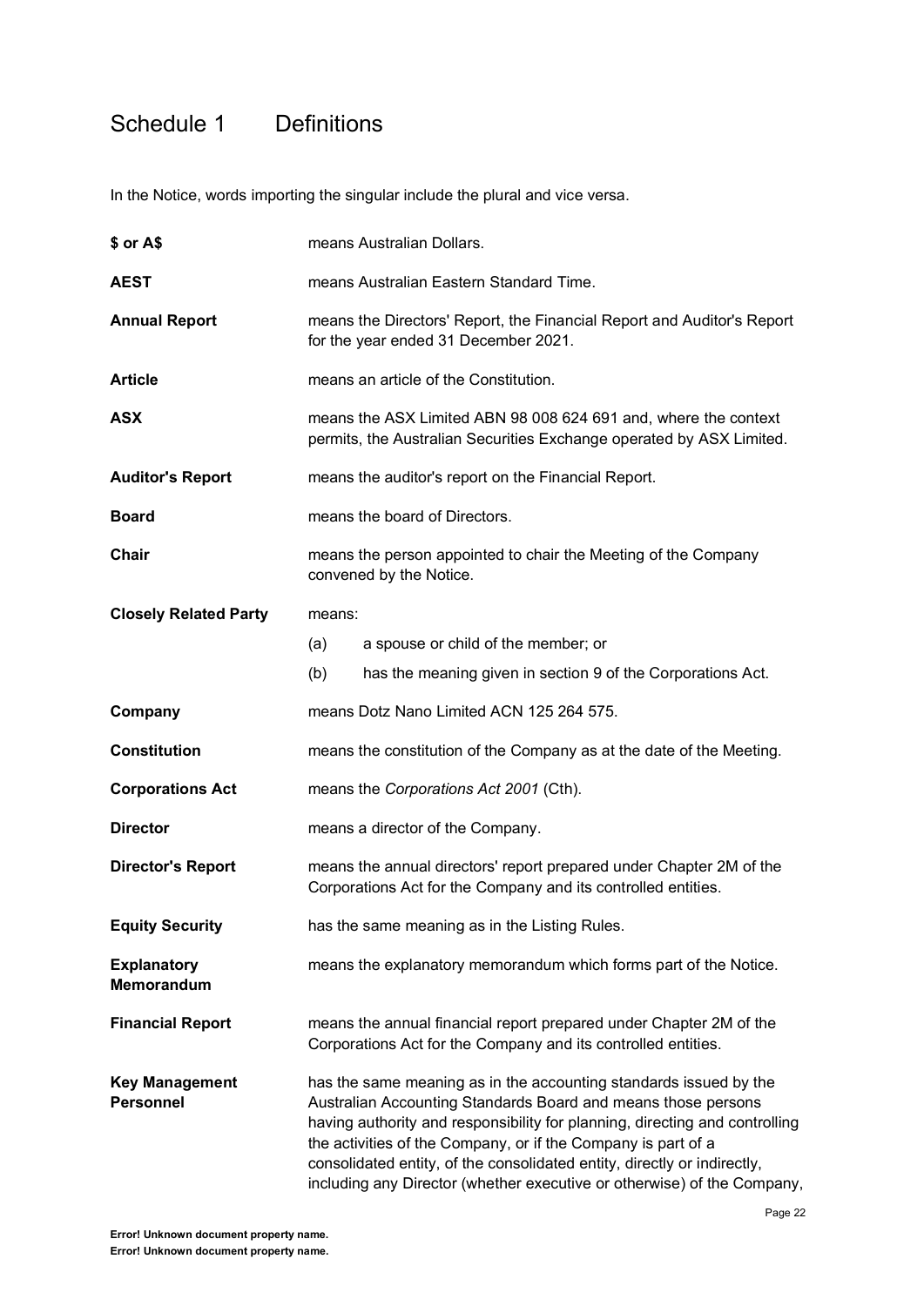# Schedule 1 Definitions

In the Notice, words importing the singular include the plural and vice versa.

**$ or A$** means Australian Dollars.

**AEST** means Australian Eastern Standard Time.

**Annual Report** means the Directors' Report, the Financial Report and Auditor's Report for the year ended 31 December 2021.

**Article** means an article of the Constitution.

**ASX** means the ASX Limited ABN 98 008 624 691 and, where the context permits, the Australian Securities Exchange operated by ASX Limited.

**Auditor's Report** means the auditor's report on the Financial Report.

**Board** means the board of Directors.

**Chair** means the person appointed to chair the Meeting of the Company convened by the Notice.

**Closely Related Party** means:

(a) a spouse or child of the member; or

(b) has the meaning given in section 9 of the Corporations Act.

**Company** means Dotz Nano Limited ACN 125 264 575.

**Constitution** means the constitution of the Company as at the date of the Meeting.

**Corporations Act** means the *Corporations Act 2001* (Cth).

**Director** means a director of the Company.

**Director's Report** means the annual directors' report prepared under Chapter 2M of the Corporations Act for the Company and its controlled entities.

**Equity Security** has the same meaning as in the Listing Rules.

**Explanatory Memorandum** means the explanatory memorandum which forms part of the Notice.

**Financial Report** means the annual financial report prepared under Chapter 2M of the Corporations Act for the Company and its controlled entities.

**Key Management Personnel** has the same meaning as in the accounting standards issued by the Australian Accounting Standards Board and means those persons having authority and responsibility for planning, directing and controlling the activities of the Company, or if the Company is part of a consolidated entity, of the consolidated entity, directly or indirectly, including any Director (whether executive or otherwise) of the Company,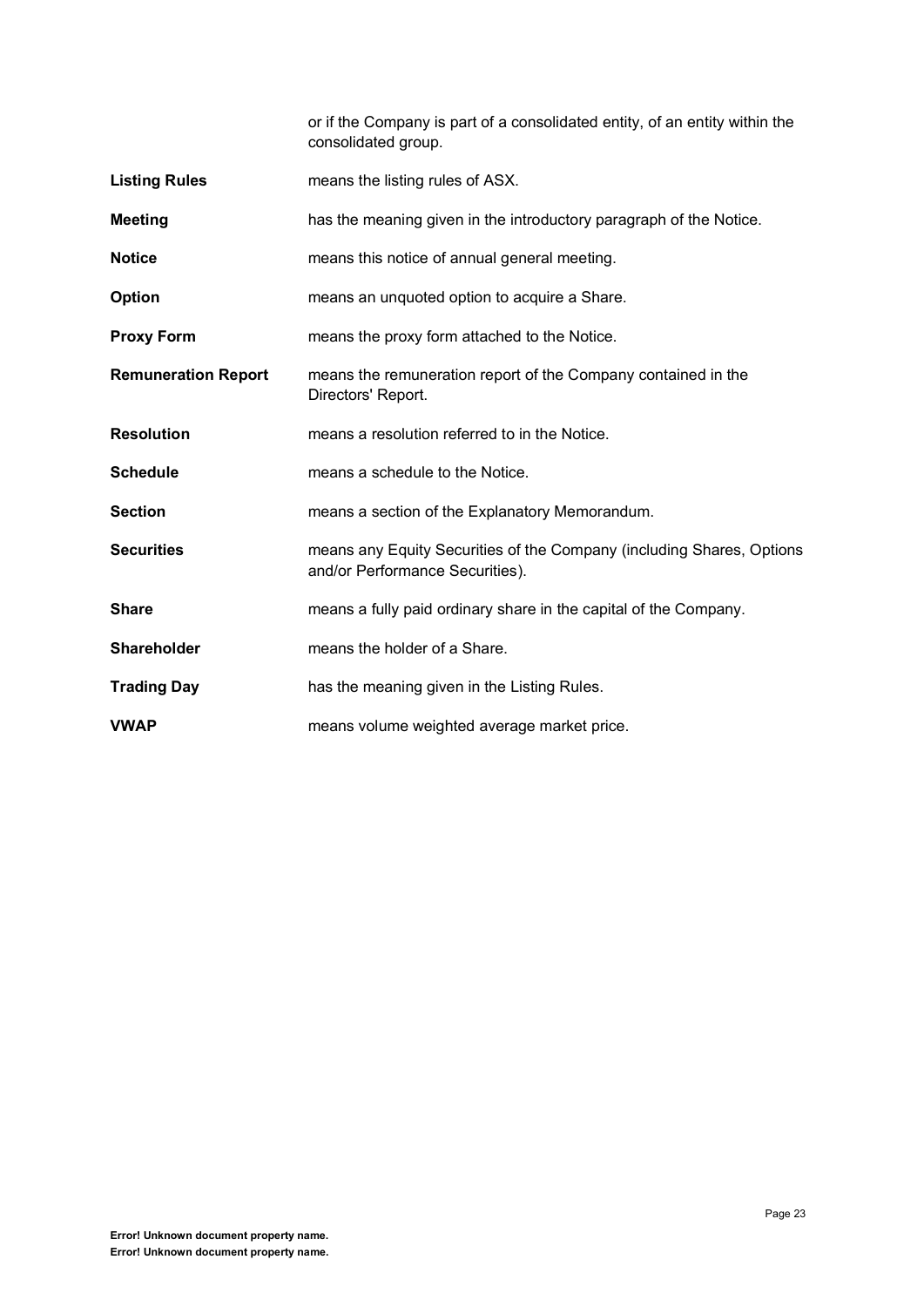or if the Company is part of a consolidated entity, of an entity within the consolidated group.

**Listing Rules** means the listing rules of ASX.

**Meeting** has the meaning given in the introductory paragraph of the Notice.

**Notice** means this notice of annual general meeting.

**Option** means an unquoted option to acquire a Share.

**Proxy Form** means the proxy form attached to the Notice.

**Remuneration Report** means the remuneration report of the Company contained in the Directors' Report.

**Resolution** means a resolution referred to in the Notice.

**Schedule** means a schedule to the Notice.

**Section** means a section of the Explanatory Memorandum.

**Securities** means any Equity Securities of the Company (including Shares, Options and/or Performance Securities).

**Share** means a fully paid ordinary share in the capital of the Company.

**Shareholder** means the holder of a Share.

**Trading Day** has the meaning given in the Listing Rules.

**VWAP** means volume weighted average market price.

**Error! Unknown document property name.**
**Error! Unknown document property name.**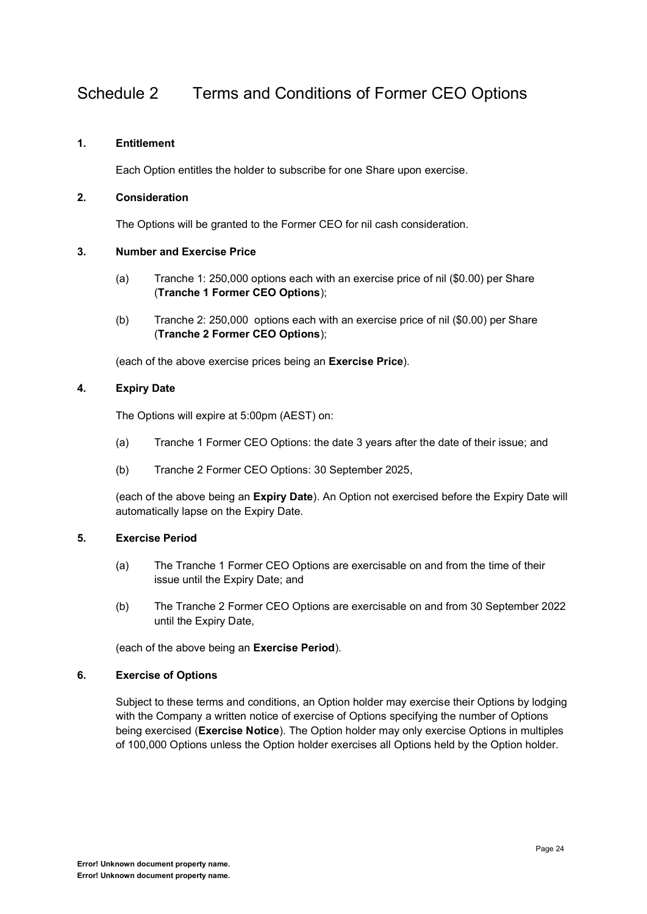# Schedule 2 Terms and Conditions of Former CEO Options

**1. Entitlement**

Each Option entitles the holder to subscribe for one Share upon exercise.

**2. Consideration**

The Options will be granted to the Former CEO for nil cash consideration.

**3. Number and Exercise Price**

(a) Tranche 1: 250,000 options each with an exercise price of nil ($0.00) per Share (**Tranche 1 Former CEO Options**);

(b) Tranche 2: 250,000 options each with an exercise price of nil ($0.00) per Share (**Tranche 2 Former CEO Options**);

(each of the above exercise prices being an **Exercise Price**).

**4. Expiry Date**

The Options will expire at 5:00pm (AEST) on:

(a) Tranche 1 Former CEO Options: the date 3 years after the date of their issue; and

(b) Tranche 2 Former CEO Options: 30 September 2025,

(each of the above being an **Expiry Date**). An Option not exercised before the Expiry Date will automatically lapse on the Expiry Date.

**5. Exercise Period**

(a) The Tranche 1 Former CEO Options are exercisable on and from the time of their issue until the Expiry Date; and

(b) The Tranche 2 Former CEO Options are exercisable on and from 30 September 2022 until the Expiry Date,

(each of the above being an **Exercise Period**).

**6. Exercise of Options**

Subject to these terms and conditions, an Option holder may exercise their Options by lodging with the Company a written notice of exercise of Options specifying the number of Options being exercised (**Exercise Notice**). The Option holder may only exercise Options in multiples of 100,000 Options unless the Option holder exercises all Options held by the Option holder.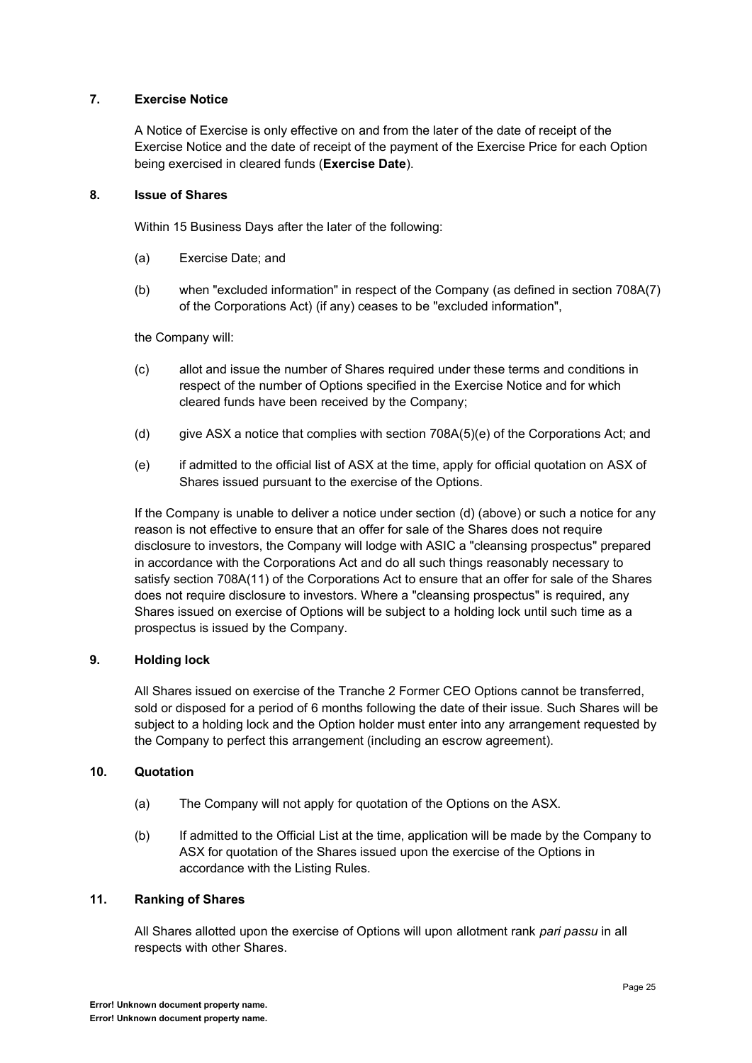**7. Exercise Notice**

A Notice of Exercise is only effective on and from the later of the date of receipt of the Exercise Notice and the date of receipt of the payment of the Exercise Price for each Option being exercised in cleared funds (**Exercise Date**).

**8. Issue of Shares**

Within 15 Business Days after the later of the following:

(a) Exercise Date; and

(b) when "excluded information" in respect of the Company (as defined in section 708A(7) of the Corporations Act) (if any) ceases to be "excluded information",

the Company will:

(c) allot and issue the number of Shares required under these terms and conditions in respect of the number of Options specified in the Exercise Notice and for which cleared funds have been received by the Company;

(d) give ASX a notice that complies with section 708A(5)(e) of the Corporations Act; and

(e) if admitted to the official list of ASX at the time, apply for official quotation on ASX of Shares issued pursuant to the exercise of the Options.

If the Company is unable to deliver a notice under section (d) (above) or such a notice for any reason is not effective to ensure that an offer for sale of the Shares does not require disclosure to investors, the Company will lodge with ASIC a "cleansing prospectus" prepared in accordance with the Corporations Act and do all such things reasonably necessary to satisfy section 708A(11) of the Corporations Act to ensure that an offer for sale of the Shares does not require disclosure to investors. Where a "cleansing prospectus" is required, any Shares issued on exercise of Options will be subject to a holding lock until such time as a prospectus is issued by the Company.

**9. Holding lock**

All Shares issued on exercise of the Tranche 2 Former CEO Options cannot be transferred, sold or disposed for a period of 6 months following the date of their issue. Such Shares will be subject to a holding lock and the Option holder must enter into any arrangement requested by the Company to perfect this arrangement (including an escrow agreement).

**10. Quotation**

(a) The Company will not apply for quotation of the Options on the ASX.

(b) If admitted to the Official List at the time, application will be made by the Company to ASX for quotation of the Shares issued upon the exercise of the Options in accordance with the Listing Rules.

**11. Ranking of Shares**

All Shares allotted upon the exercise of Options will upon allotment rank *pari passu* in all respects with other Shares.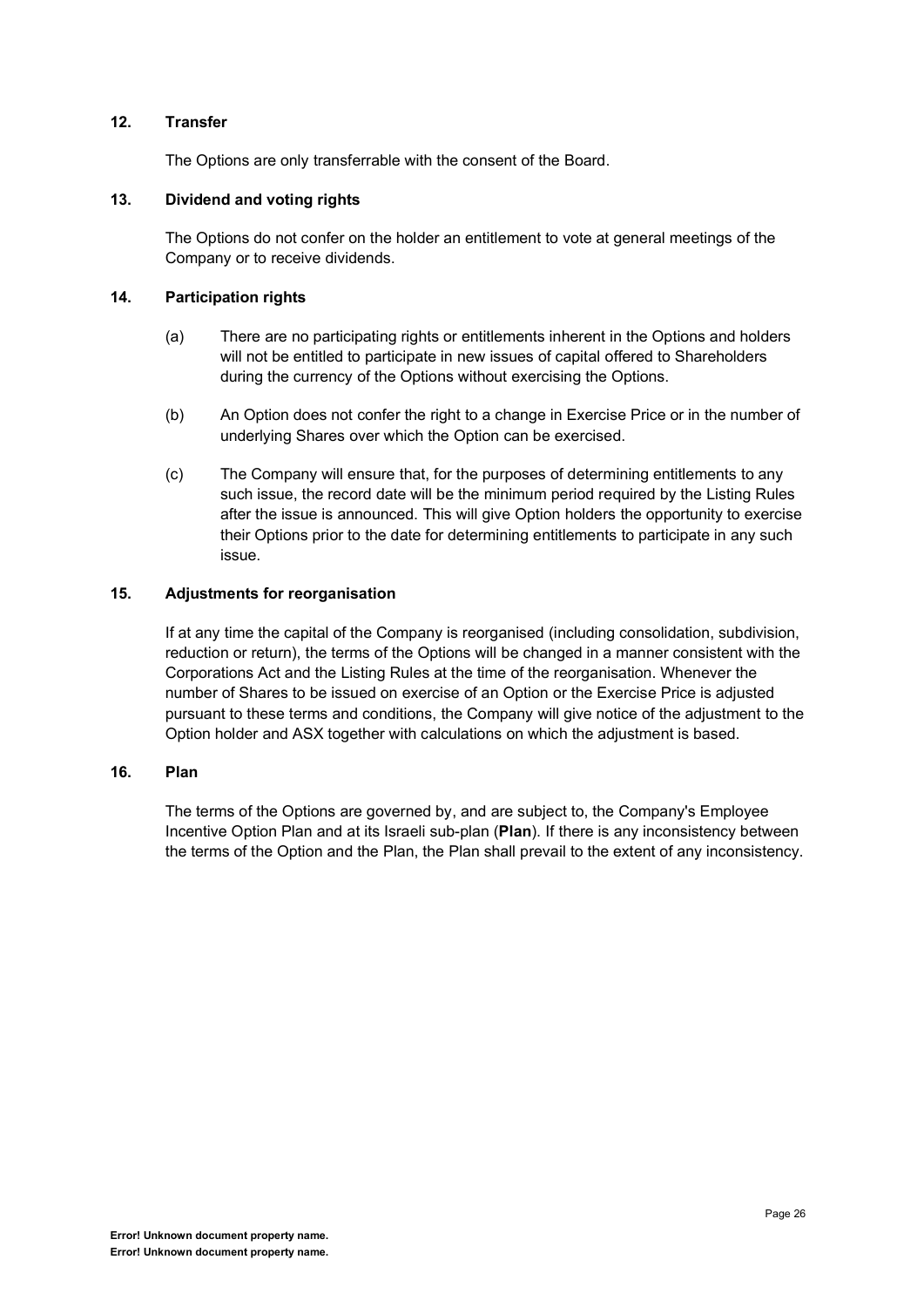## 12. Transfer

The Options are only transferrable with the consent of the Board.

## 13. Dividend and voting rights

The Options do not confer on the holder an entitlement to vote at general meetings of the Company or to receive dividends.

## 14. Participation rights

(a) There are no participating rights or entitlements inherent in the Options and holders will not be entitled to participate in new issues of capital offered to Shareholders during the currency of the Options without exercising the Options.

(b) An Option does not confer the right to a change in Exercise Price or in the number of underlying Shares over which the Option can be exercised.

(c) The Company will ensure that, for the purposes of determining entitlements to any such issue, the record date will be the minimum period required by the Listing Rules after the issue is announced. This will give Option holders the opportunity to exercise their Options prior to the date for determining entitlements to participate in any such issue.

## 15. Adjustments for reorganisation

If at any time the capital of the Company is reorganised (including consolidation, subdivision, reduction or return), the terms of the Options will be changed in a manner consistent with the Corporations Act and the Listing Rules at the time of the reorganisation. Whenever the number of Shares to be issued on exercise of an Option or the Exercise Price is adjusted pursuant to these terms and conditions, the Company will give notice of the adjustment to the Option holder and ASX together with calculations on which the adjustment is based.

## 16. Plan

The terms of the Options are governed by, and are subject to, the Company's Employee Incentive Option Plan and at its Israeli sub-plan (**Plan**). If there is any inconsistency between the terms of the Option and the Plan, the Plan shall prevail to the extent of any inconsistency.

**Error! Unknown document property name.**
**Error! Unknown document property name.**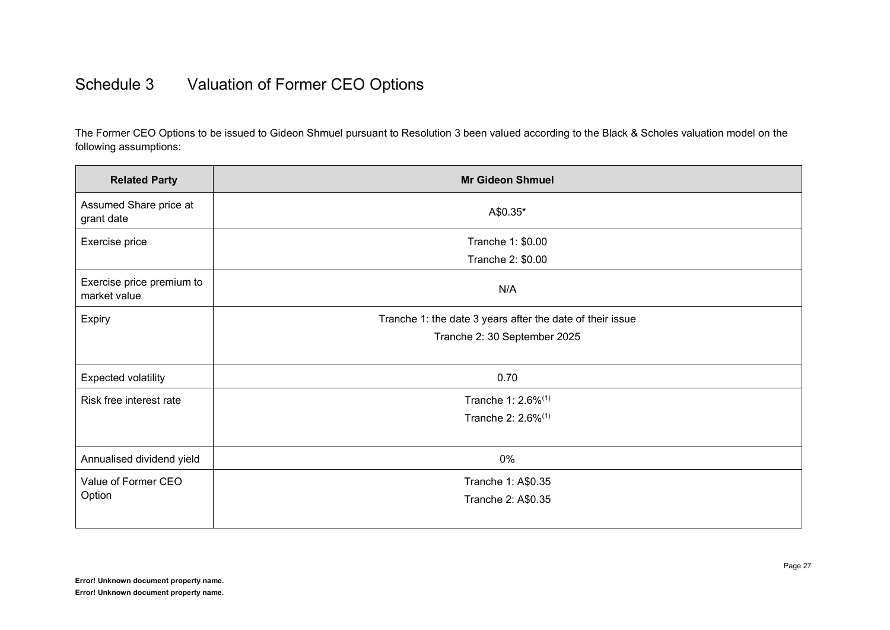# Schedule 3 Valuation of Former CEO Options

The Former CEO Options to be issued to Gideon Shmuel pursuant to Resolution 3 been valued according to the Black & Scholes valuation model on the following assumptions:

| Related Party | Mr Gideon Shmuel |
|---|---|
| Assumed Share price at grant date | A$0.35* |
| Exercise price | Tranche 1: $0.00<br>Tranche 2: $0.00 |
| Exercise price premium to market value | N/A |
| Expiry | Tranche 1: the date 3 years after the date of their issue<br>Tranche 2: 30 September 2025 |
| Expected volatility | 0.70 |
| Risk free interest rate | Tranche 1: 2.6%(1)<br>Tranche 2: 2.6%(1) |
| Annualised dividend yield | 0% |
| Value of Former CEO Option | Tranche 1: A$0.35<br>Tranche 2: A$0.35 |

**Error! Unknown document property name.**
**Error! Unknown document property name.**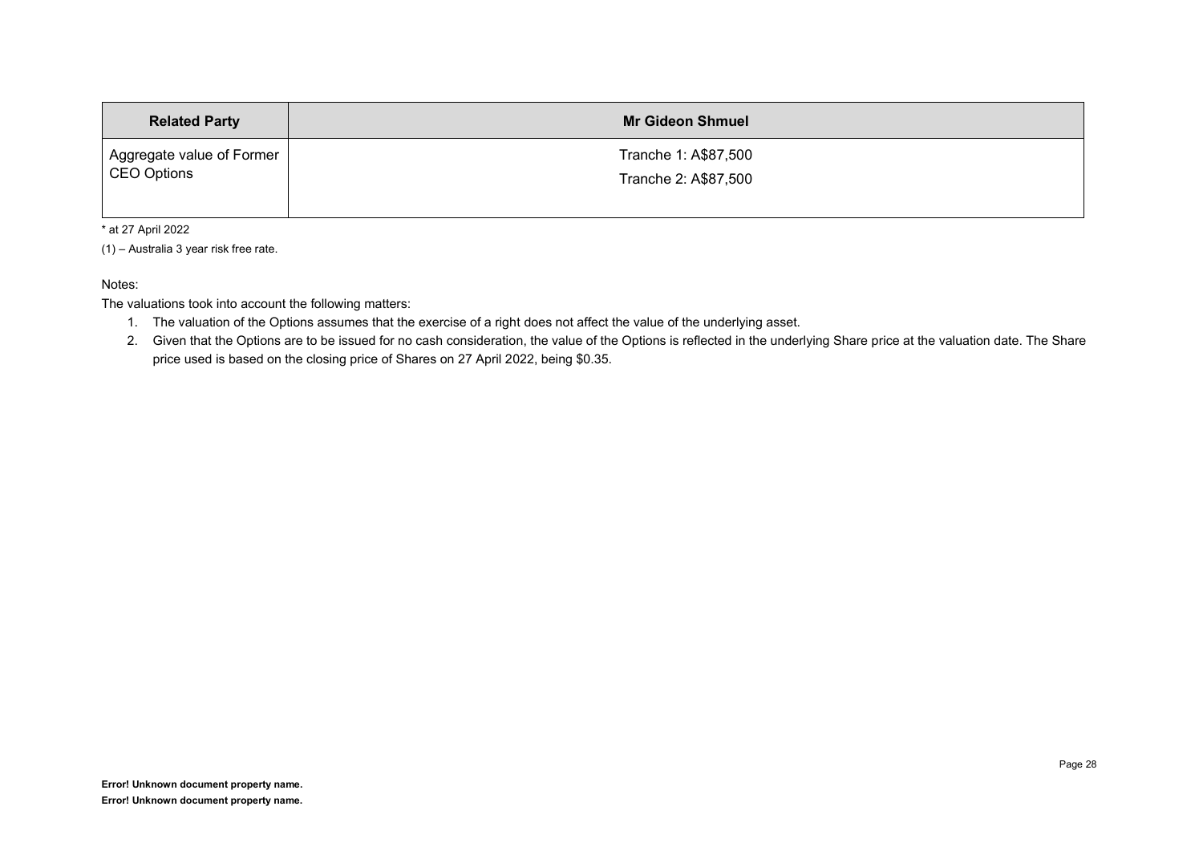| Related Party | Mr Gideon Shmuel |
| --- | --- |
| Aggregate value of Former CEO Options | Tranche 1: A$87,500<br>Tranche 2: A$87,500 |

* at 27 April 2022

(1) – Australia 3 year risk free rate.

Notes:

The valuations took into account the following matters:

1. The valuation of the Options assumes that the exercise of a right does not affect the value of the underlying asset.
2. Given that the Options are to be issued for no cash consideration, the value of the Options is reflected in the underlying Share price at the valuation date. The Share price used is based on the closing price of Shares on 27 April 2022, being $0.35.

**Error! Unknown document property name.**
**Error! Unknown document property name.**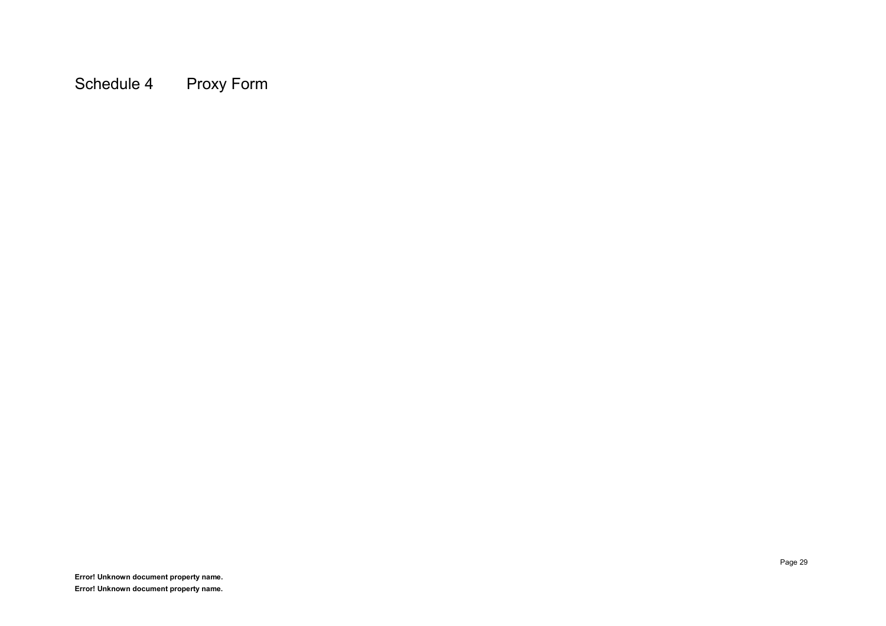# Schedule 4 Proxy Form

**Error! Unknown document property name.**
**Error! Unknown document property name.**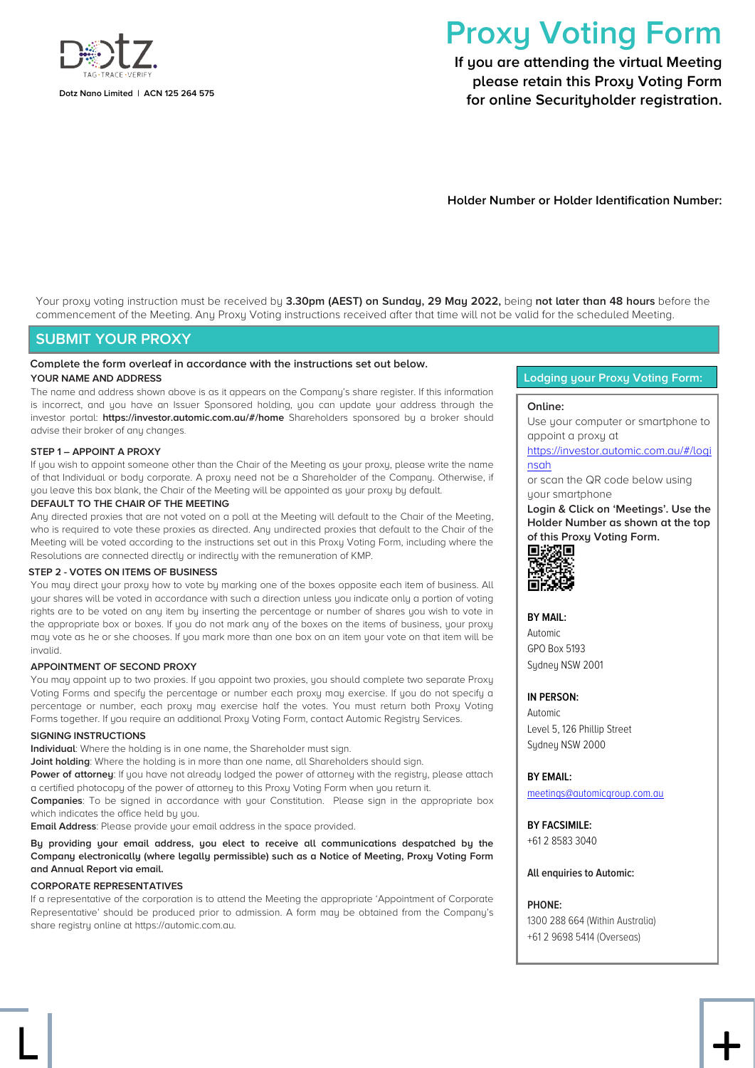Dotz Nano Limited | ACN 125 264 575

# Proxy Voting Form

**If you are attending the virtual Meeting please retain this Proxy Voting Form for online Securityholder registration.**

**Holder Number or Holder Identification Number:**

Your proxy voting instruction must be received by **3.30pm (AEST) on Sunday, 29 May 2022,** being **not later than 48 hours** before the commencement of the Meeting. Any Proxy Voting instructions received after that time will not be valid for the scheduled Meeting.

## SUBMIT YOUR PROXY

**Complete the form overleaf in accordance with the instructions set out below.**

**YOUR NAME AND ADDRESS**

The name and address shown above is as it appears on the Company's share register. If this information is incorrect, and you have an Issuer Sponsored holding, you can update your address through the investor portal: **https://investor.automic.com.au/#/home** Shareholders sponsored by a broker should advise their broker of any changes.

**STEP 1 – APPOINT A PROXY**

If you wish to appoint someone other than the Chair of the Meeting as your proxy, please write the name of that Individual or body corporate. A proxy need not be a Shareholder of the Company. Otherwise, if you leave this box blank, the Chair of the Meeting will be appointed as your proxy by default.

**DEFAULT TO THE CHAIR OF THE MEETING**

Any directed proxies that are not voted on a poll at the Meeting will default to the Chair of the Meeting, who is required to vote these proxies as directed. Any undirected proxies that default to the Chair of the Meeting will be voted according to the instructions set out in this Proxy Voting Form, including where the Resolutions are connected directly or indirectly with the remuneration of KMP.

**STEP 2 - VOTES ON ITEMS OF BUSINESS**

You may direct your proxy how to vote by marking one of the boxes opposite each item of business. All your shares will be voted in accordance with such a direction unless you indicate only a portion of voting rights are to be voted on any item by inserting the percentage or number of shares you wish to vote in the appropriate box or boxes. If you do not mark any of the boxes on the items of business, your proxy may vote as he or she chooses. If you mark more than one box on an item your vote on that item will be invalid.

**APPOINTMENT OF SECOND PROXY**

You may appoint up to two proxies. If you appoint two proxies, you should complete two separate Proxy Voting Forms and specify the percentage or number each proxy may exercise. If you do not specify a percentage or number, each proxy may exercise half the votes. You must return both Proxy Voting Forms together. If you require an additional Proxy Voting Form, contact Automic Registry Services.

**SIGNING INSTRUCTIONS**

**Individual**: Where the holding is in one name, the Shareholder must sign.

**Joint holding**: Where the holding is in more than one name, all Shareholders should sign.

**Power of attorney**: If you have not already lodged the power of attorney with the registry, please attach a certified photocopy of the power of attorney to this Proxy Voting Form when you return it.

**Companies**: To be signed in accordance with your Constitution. Please sign in the appropriate box which indicates the office held by you.

**Email Address**: Please provide your email address in the space provided.

**By providing your email address, you elect to receive all communications despatched by the Company electronically (where legally permissible) such as a Notice of Meeting, Proxy Voting Form and Annual Report via email.**

**CORPORATE REPRESENTATIVES**

If a representative of the corporation is to attend the Meeting the appropriate 'Appointment of Corporate Representative' should be produced prior to admission. A form may be obtained from the Company's share registry online at https://automic.com.au.

### Lodging your Proxy Voting Form:

**Online:**

Use your computer or smartphone to appoint a proxy at https://investor.automic.com.au/#/loginsah

or scan the QR code below using your smartphone

**Login & Click on 'Meetings'. Use the Holder Number as shown at the top of this Proxy Voting Form.**

**BY MAIL:**

Automic
GPO Box 5193
Sydney NSW 2001

**IN PERSON:**

Automic
Level 5, 126 Phillip Street
Sydney NSW 2000

**BY EMAIL:**

meetings@automicgroup.com.au

**BY FACSIMILE:**

+61 2 8583 3040

**All enquiries to Automic:**

**PHONE:**

1300 288 664 (Within Australia)
+61 2 9698 5414 (Overseas)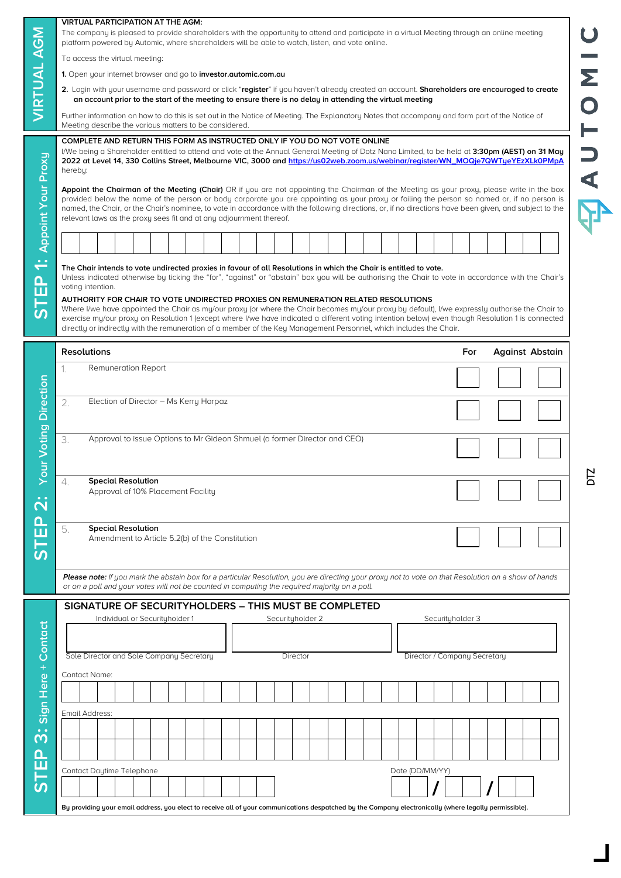## VIRTUAL AGM

**VIRTUAL PARTICIPATION AT THE AGM:**

The company is pleased to provide shareholders with the opportunity to attend and participate in a virtual Meeting through an online meeting platform powered by Automic, where shareholders will be able to watch, listen, and vote online.

To access the virtual meeting:

**1.** Open your internet browser and go to **investor.automic.com.au**

**2.** Login with your username and password or click "**register**" if you haven't already created an account. **Shareholders are encouraged to create an account prior to the start of the meeting to ensure there is no delay in attending the virtual meeting**

Further information on how to do this is set out in the Notice of Meeting. The Explanatory Notes that accompany and form part of the Notice of Meeting describe the various matters to be considered.

## STEP 1: Appoint Your Proxy

**COMPLETE AND RETURN THIS FORM AS INSTRUCTED ONLY IF YOU DO NOT VOTE ONLINE**

I/We being a Shareholder entitled to attend and vote at the Annual General Meeting of Dotz Nano Limited, to be held at **3:30pm (AEST) on 31 May 2022 at Level 14, 330 Collins Street, Melbourne VIC, 3000 and** https://us02web.zoom.us/webinar/register/WN_MOQje7QWTyeYEzXLk0PMpA hereby:

**Appoint the Chairman of the Meeting (Chair)** OR if you are not appointing the Chairman of the Meeting as your proxy, please write in the box provided below the name of the person or body corporate you are appointing as your proxy or failing the person so named or, if no person is named, the Chair, or the Chair's nominee, to vote in accordance with the following directions, or, if no directions have been given, and subject to the relevant laws as the proxy sees fit and at any adjournment thereof.

**The Chair intends to vote undirected proxies in favour of all Resolutions in which the Chair is entitled to vote.**

Unless indicated otherwise by ticking the "for", "against" or "abstain" box you will be authorising the Chair to vote in accordance with the Chair's voting intention.

**AUTHORITY FOR CHAIR TO VOTE UNDIRECTED PROXIES ON REMUNERATION RELATED RESOLUTIONS**

Where I/we have appointed the Chair as my/our proxy (or where the Chair becomes my/our proxy by default), I/we expressly authorise the Chair to exercise my/our proxy on Resolution 1 (except where I/we have indicated a different voting intention below) even though Resolution 1 is connected directly or indirectly with the remuneration of a member of the Key Management Personnel, which includes the Chair.

## STEP 2: Your Voting Direction

| Resolutions | | For | Against | Abstain |
|---|---|---|---|---|
| 1. | Remuneration Report | | | |
| 2. | Election of Director – Ms Kerry Harpaz | | | |
| 3. | Approval to issue Options to Mr Gideon Shmuel (a former Director and CEO) | | | |
| 4. | **Special Resolution** Approval of 10% Placement Facility | | | |
| 5. | **Special Resolution** Amendment to Article 5.2(b) of the Constitution | | | |

***Please note:*** *If you mark the abstain box for a particular Resolution, you are directing your proxy not to vote on that Resolution on a show of hands or on a poll and your votes will not be counted in computing the required majority on a poll.*

## STEP 3: Sign Here + Contact

**SIGNATURE OF SECURITYHOLDERS – THIS MUST BE COMPLETED**

| Individual or Securityholder 1 | Securityholder 2 | Securityholder 3 |
|---|---|---|
| | | |
| Sole Director and Sole Company Secretary | Director | Director / Company Secretary |

Contact Name:

Email Address:

Contact Daytime Telephone

Date (DD/MM/YY) / /

**By providing your email address, you elect to receive all of your communications despatched by the Company electronically (where legally permissible).**

AUTOMIC

DTZ